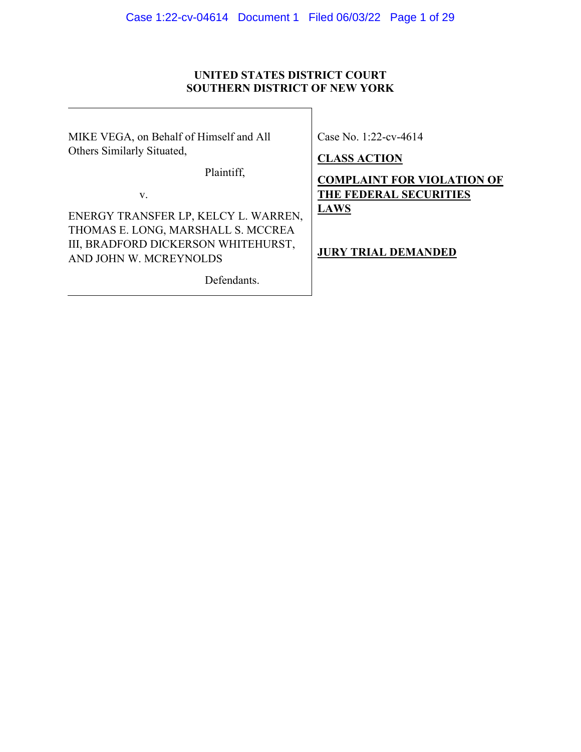**UNITED STATES DISTRICT COURT**
**SOUTHERN DISTRICT OF NEW YORK**

| | |
|---|---|
| MIKE VEGA, on Behalf of Himself and All Others Similarly Situated,<br><br>Plaintiff,<br><br>v.<br><br>ENERGY TRANSFER LP, KELCY L. WARREN, THOMAS E. LONG, MARSHALL S. MCCREA III, BRADFORD DICKERSON WHITEHURST, AND JOHN W. MCREYNOLDS<br><br>Defendants. | Case No. 1:22-cv-4614<br><br>**CLASS ACTION**<br><br>**COMPLAINT FOR VIOLATION OF THE FEDERAL SECURITIES LAWS**<br><br>**JURY TRIAL DEMANDED** |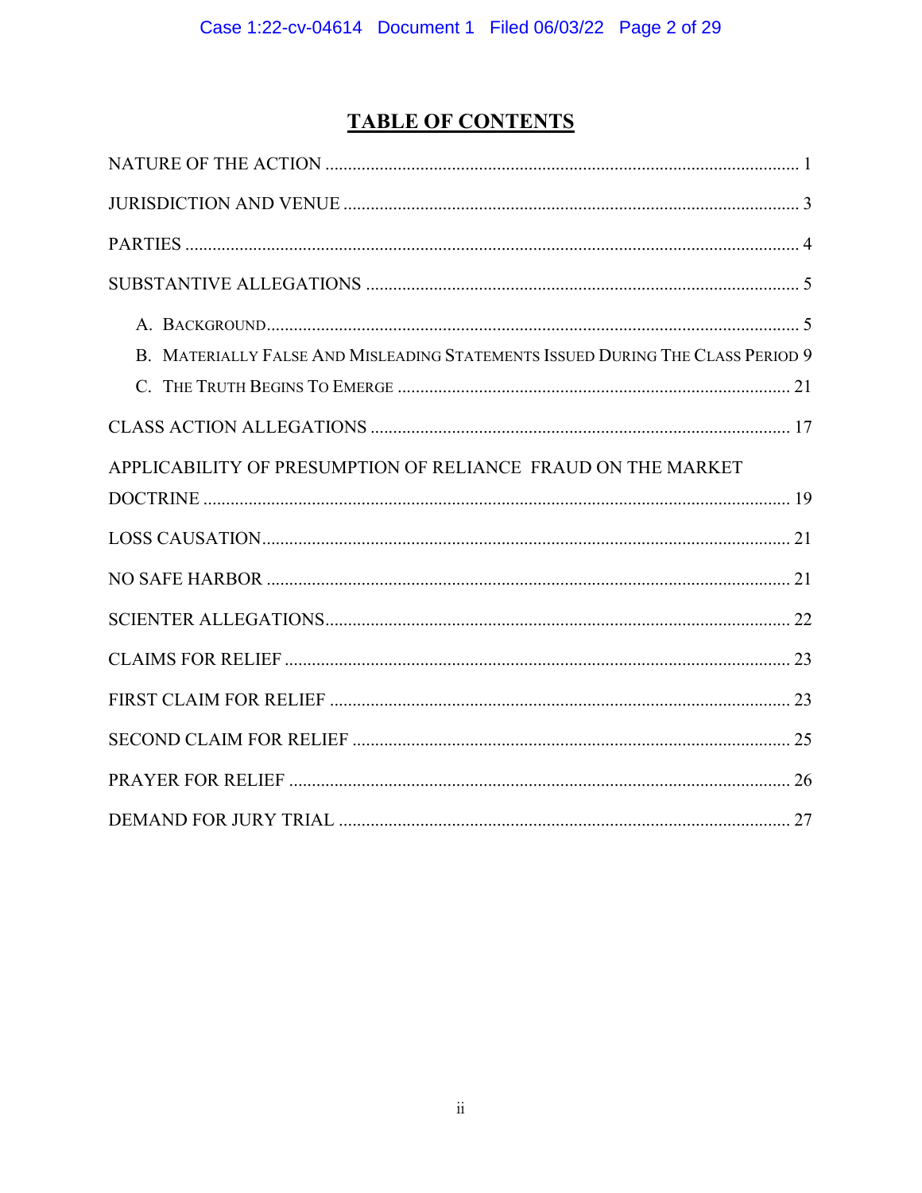# TABLE OF CONTENTS

NATURE OF THE ACTION ........................................................................................................ 1

JURISDICTION AND VENUE .................................................................................................... 3

PARTIES ...................................................................................................................................... 4

SUBSTANTIVE ALLEGATIONS ............................................................................................... 5

- A. BACKGROUND ..................................................................................................................... 5
- B. MATERIALLY FALSE AND MISLEADING STATEMENTS ISSUED DURING THE CLASS PERIOD 9
- C. THE TRUTH BEGINS TO EMERGE ...................................................................................... 21

CLASS ACTION ALLEGATIONS ............................................................................................ 17

APPLICABILITY OF PRESUMPTION OF RELIANCE FRAUD ON THE MARKET DOCTRINE ................................................................................................................................ 19

LOSS CAUSATION .................................................................................................................... 21

NO SAFE HARBOR ................................................................................................................... 21

SCIENTER ALLEGATIONS ...................................................................................................... 22

CLAIMS FOR RELIEF ............................................................................................................... 23

FIRST CLAIM FOR RELIEF ..................................................................................................... 23

SECOND CLAIM FOR RELIEF ................................................................................................ 25

PRAYER FOR RELIEF .............................................................................................................. 26

DEMAND FOR JURY TRIAL ................................................................................................... 27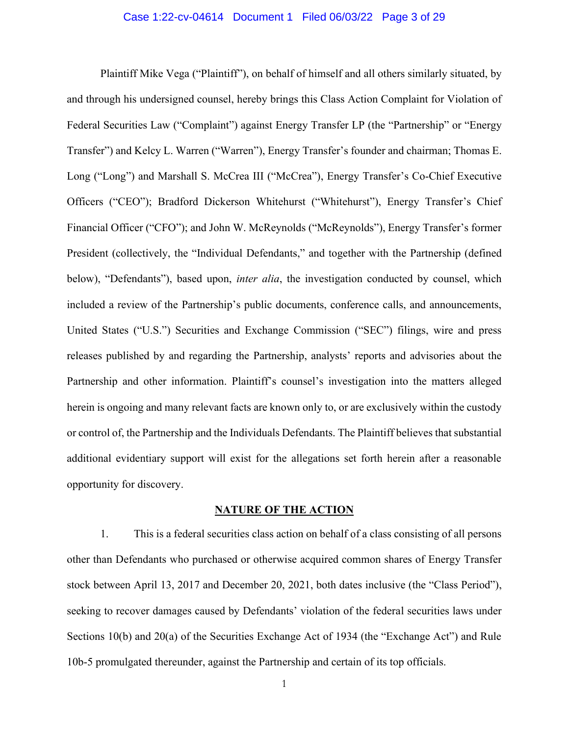Plaintiff Mike Vega ("Plaintiff"), on behalf of himself and all others similarly situated, by and through his undersigned counsel, hereby brings this Class Action Complaint for Violation of Federal Securities Law ("Complaint") against Energy Transfer LP (the "Partnership" or "Energy Transfer") and Kelcy L. Warren ("Warren"), Energy Transfer's founder and chairman; Thomas E. Long ("Long") and Marshall S. McCrea III ("McCrea"), Energy Transfer's Co-Chief Executive Officers ("CEO"); Bradford Dickerson Whitehurst ("Whitehurst"), Energy Transfer's Chief Financial Officer ("CFO"); and John W. McReynolds ("McReynolds"), Energy Transfer's former President (collectively, the "Individual Defendants," and together with the Partnership (defined below), "Defendants"), based upon, *inter alia*, the investigation conducted by counsel, which included a review of the Partnership's public documents, conference calls, and announcements, United States ("U.S.") Securities and Exchange Commission ("SEC") filings, wire and press releases published by and regarding the Partnership, analysts' reports and advisories about the Partnership and other information. Plaintiff's counsel's investigation into the matters alleged herein is ongoing and many relevant facts are known only to, or are exclusively within the custody or control of, the Partnership and the Individuals Defendants. The Plaintiff believes that substantial additional evidentiary support will exist for the allegations set forth herein after a reasonable opportunity for discovery.

## NATURE OF THE ACTION

1. This is a federal securities class action on behalf of a class consisting of all persons other than Defendants who purchased or otherwise acquired common shares of Energy Transfer stock between April 13, 2017 and December 20, 2021, both dates inclusive (the "Class Period"), seeking to recover damages caused by Defendants' violation of the federal securities laws under Sections 10(b) and 20(a) of the Securities Exchange Act of 1934 (the "Exchange Act") and Rule 10b-5 promulgated thereunder, against the Partnership and certain of its top officials.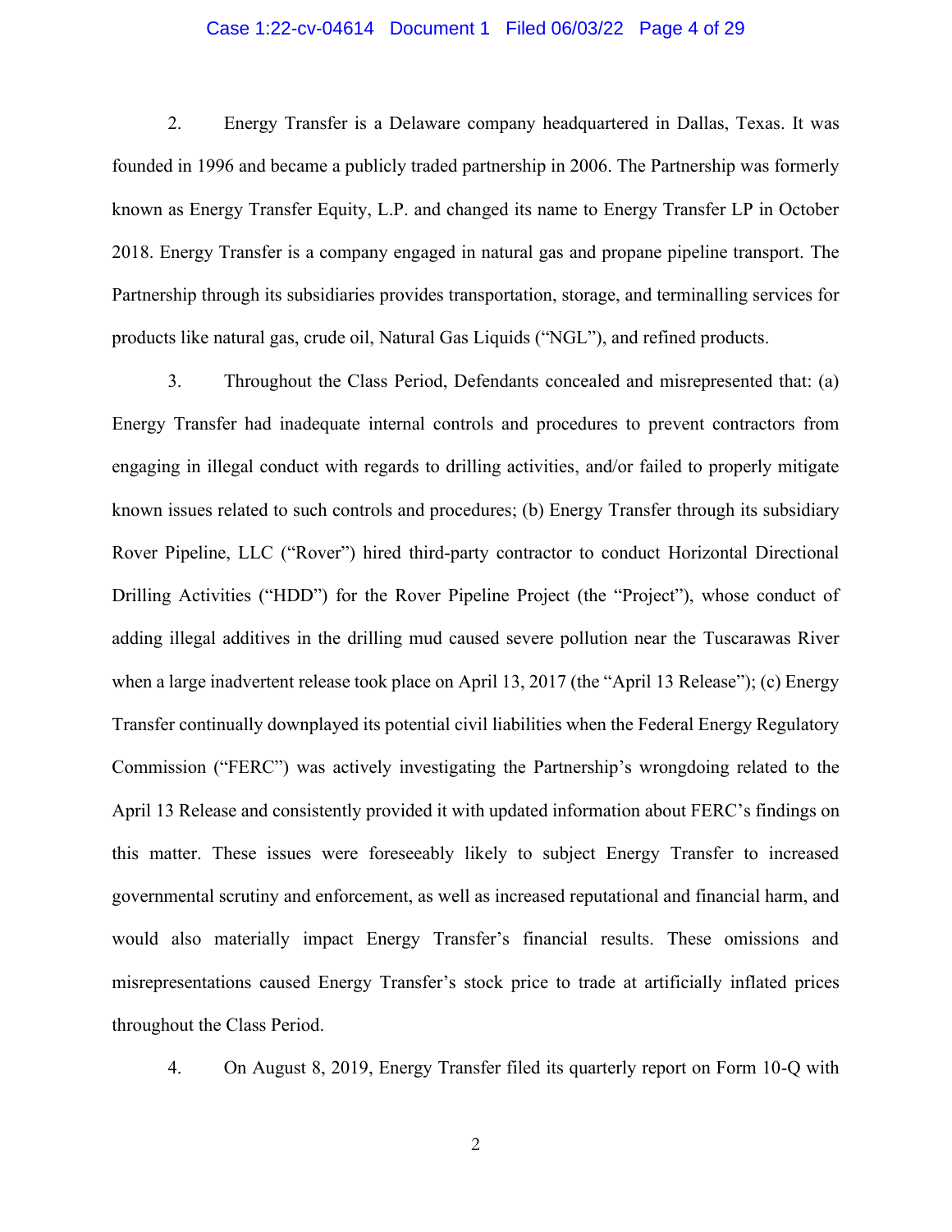2. Energy Transfer is a Delaware company headquartered in Dallas, Texas. It was founded in 1996 and became a publicly traded partnership in 2006. The Partnership was formerly known as Energy Transfer Equity, L.P. and changed its name to Energy Transfer LP in October 2018. Energy Transfer is a company engaged in natural gas and propane pipeline transport. The Partnership through its subsidiaries provides transportation, storage, and terminalling services for products like natural gas, crude oil, Natural Gas Liquids ("NGL"), and refined products.

3. Throughout the Class Period, Defendants concealed and misrepresented that: (a) Energy Transfer had inadequate internal controls and procedures to prevent contractors from engaging in illegal conduct with regards to drilling activities, and/or failed to properly mitigate known issues related to such controls and procedures; (b) Energy Transfer through its subsidiary Rover Pipeline, LLC ("Rover") hired third-party contractor to conduct Horizontal Directional Drilling Activities ("HDD") for the Rover Pipeline Project (the "Project"), whose conduct of adding illegal additives in the drilling mud caused severe pollution near the Tuscarawas River when a large inadvertent release took place on April 13, 2017 (the "April 13 Release"); (c) Energy Transfer continually downplayed its potential civil liabilities when the Federal Energy Regulatory Commission ("FERC") was actively investigating the Partnership's wrongdoing related to the April 13 Release and consistently provided it with updated information about FERC's findings on this matter. These issues were foreseeably likely to subject Energy Transfer to increased governmental scrutiny and enforcement, as well as increased reputational and financial harm, and would also materially impact Energy Transfer's financial results. These omissions and misrepresentations caused Energy Transfer's stock price to trade at artificially inflated prices throughout the Class Period.

4. On August 8, 2019, Energy Transfer filed its quarterly report on Form 10-Q with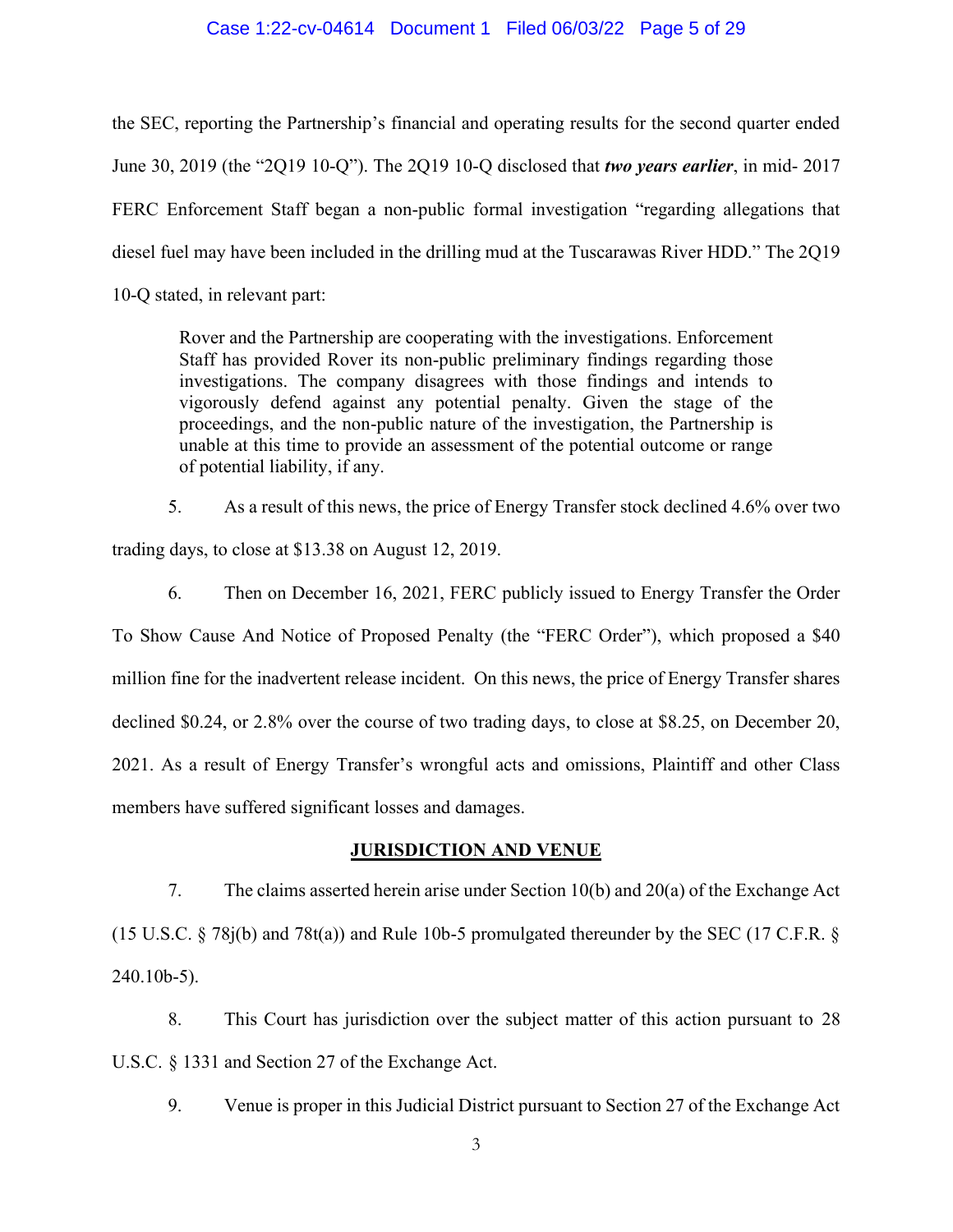the SEC, reporting the Partnership's financial and operating results for the second quarter ended June 30, 2019 (the "2Q19 10-Q"). The 2Q19 10-Q disclosed that ***two years earlier***, in mid- 2017 FERC Enforcement Staff began a non-public formal investigation "regarding allegations that diesel fuel may have been included in the drilling mud at the Tuscarawas River HDD." The 2Q19 10-Q stated, in relevant part:

> Rover and the Partnership are cooperating with the investigations. Enforcement Staff has provided Rover its non-public preliminary findings regarding those investigations. The company disagrees with those findings and intends to vigorously defend against any potential penalty. Given the stage of the proceedings, and the non-public nature of the investigation, the Partnership is unable at this time to provide an assessment of the potential outcome or range of potential liability, if any.

5. As a result of this news, the price of Energy Transfer stock declined 4.6% over two trading days, to close at $13.38 on August 12, 2019.

6. Then on December 16, 2021, FERC publicly issued to Energy Transfer the Order To Show Cause And Notice of Proposed Penalty (the "FERC Order"), which proposed a $40 million fine for the inadvertent release incident. On this news, the price of Energy Transfer shares declined $0.24, or 2.8% over the course of two trading days, to close at $8.25, on December 20, 2021. As a result of Energy Transfer's wrongful acts and omissions, Plaintiff and other Class members have suffered significant losses and damages.

## JURISDICTION AND VENUE

7. The claims asserted herein arise under Section 10(b) and 20(a) of the Exchange Act (15 U.S.C. § 78j(b) and 78t(a)) and Rule 10b-5 promulgated thereunder by the SEC (17 C.F.R. § 240.10b-5).

8. This Court has jurisdiction over the subject matter of this action pursuant to 28 U.S.C. § 1331 and Section 27 of the Exchange Act.

9. Venue is proper in this Judicial District pursuant to Section 27 of the Exchange Act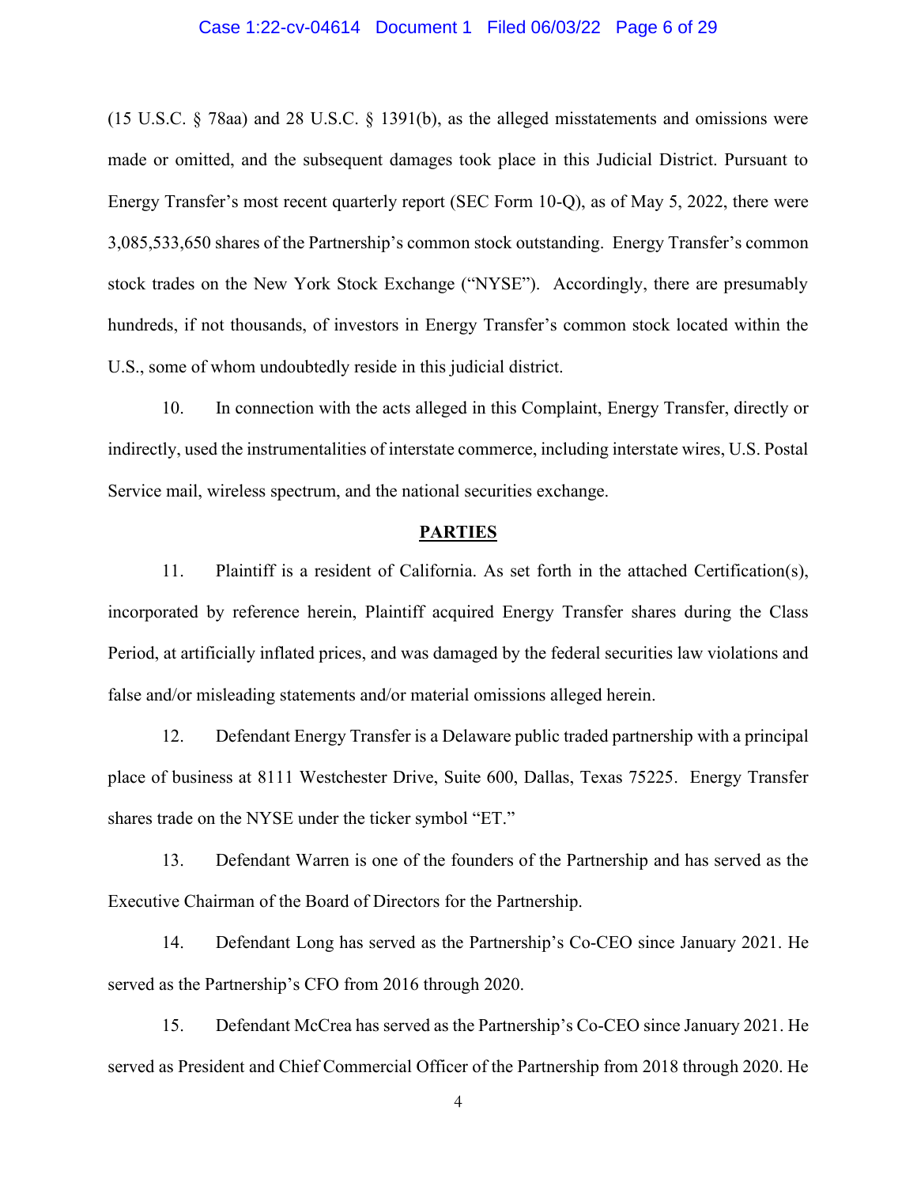(15 U.S.C. § 78aa) and 28 U.S.C. § 1391(b), as the alleged misstatements and omissions were made or omitted, and the subsequent damages took place in this Judicial District. Pursuant to Energy Transfer's most recent quarterly report (SEC Form 10-Q), as of May 5, 2022, there were 3,085,533,650 shares of the Partnership's common stock outstanding. Energy Transfer's common stock trades on the New York Stock Exchange ("NYSE"). Accordingly, there are presumably hundreds, if not thousands, of investors in Energy Transfer's common stock located within the U.S., some of whom undoubtedly reside in this judicial district.

10. In connection with the acts alleged in this Complaint, Energy Transfer, directly or indirectly, used the instrumentalities of interstate commerce, including interstate wires, U.S. Postal Service mail, wireless spectrum, and the national securities exchange.

## PARTIES

11. Plaintiff is a resident of California. As set forth in the attached Certification(s), incorporated by reference herein, Plaintiff acquired Energy Transfer shares during the Class Period, at artificially inflated prices, and was damaged by the federal securities law violations and false and/or misleading statements and/or material omissions alleged herein.

12. Defendant Energy Transfer is a Delaware public traded partnership with a principal place of business at 8111 Westchester Drive, Suite 600, Dallas, Texas 75225. Energy Transfer shares trade on the NYSE under the ticker symbol "ET."

13. Defendant Warren is one of the founders of the Partnership and has served as the Executive Chairman of the Board of Directors for the Partnership.

14. Defendant Long has served as the Partnership's Co-CEO since January 2021. He served as the Partnership's CFO from 2016 through 2020.

15. Defendant McCrea has served as the Partnership's Co-CEO since January 2021. He served as President and Chief Commercial Officer of the Partnership from 2018 through 2020. He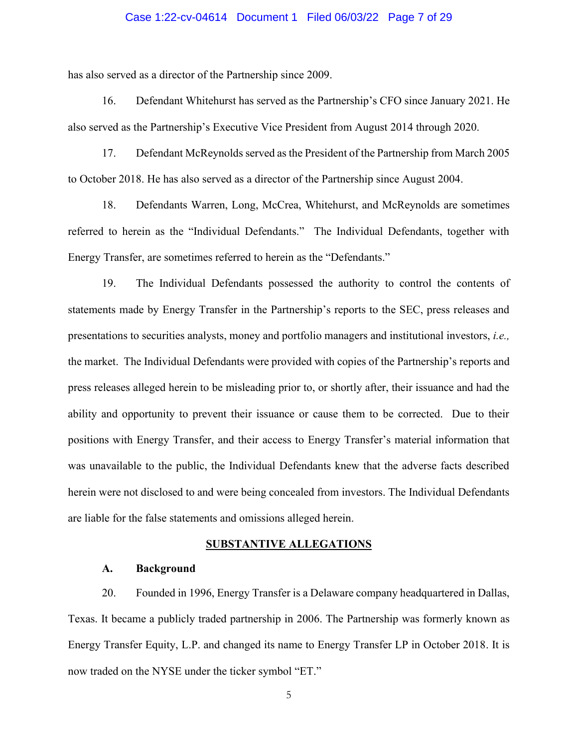has also served as a director of the Partnership since 2009.

16. Defendant Whitehurst has served as the Partnership's CFO since January 2021. He also served as the Partnership's Executive Vice President from August 2014 through 2020.

17. Defendant McReynolds served as the President of the Partnership from March 2005 to October 2018. He has also served as a director of the Partnership since August 2004.

18. Defendants Warren, Long, McCrea, Whitehurst, and McReynolds are sometimes referred to herein as the "Individual Defendants." The Individual Defendants, together with Energy Transfer, are sometimes referred to herein as the "Defendants."

19. The Individual Defendants possessed the authority to control the contents of statements made by Energy Transfer in the Partnership's reports to the SEC, press releases and presentations to securities analysts, money and portfolio managers and institutional investors, *i.e.,* the market. The Individual Defendants were provided with copies of the Partnership's reports and press releases alleged herein to be misleading prior to, or shortly after, their issuance and had the ability and opportunity to prevent their issuance or cause them to be corrected. Due to their positions with Energy Transfer, and their access to Energy Transfer's material information that was unavailable to the public, the Individual Defendants knew that the adverse facts described herein were not disclosed to and were being concealed from investors. The Individual Defendants are liable for the false statements and omissions alleged herein.

## SUBSTANTIVE ALLEGATIONS

### A. Background

20. Founded in 1996, Energy Transfer is a Delaware company headquartered in Dallas, Texas. It became a publicly traded partnership in 2006. The Partnership was formerly known as Energy Transfer Equity, L.P. and changed its name to Energy Transfer LP in October 2018. It is now traded on the NYSE under the ticker symbol "ET."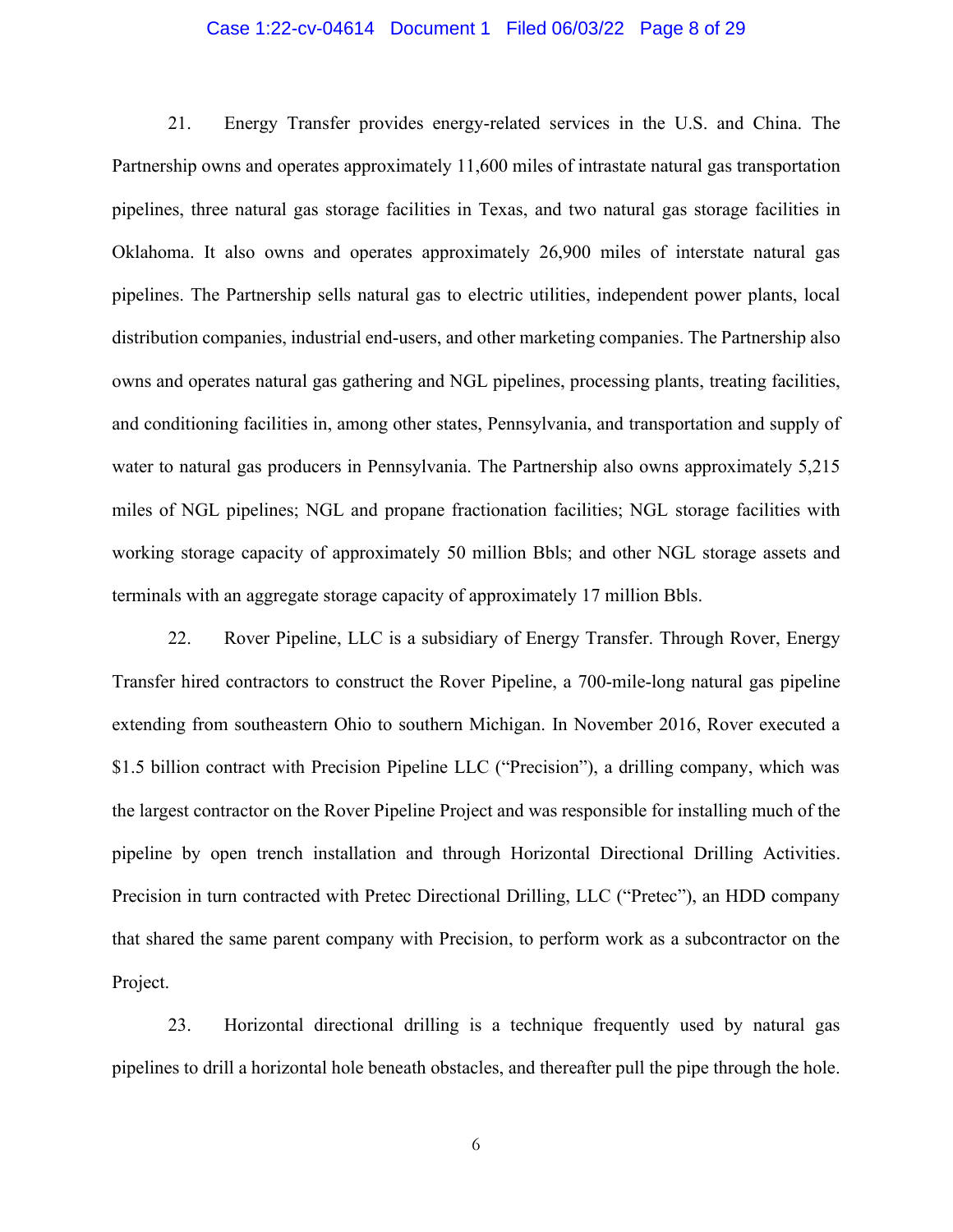21. Energy Transfer provides energy-related services in the U.S. and China. The Partnership owns and operates approximately 11,600 miles of intrastate natural gas transportation pipelines, three natural gas storage facilities in Texas, and two natural gas storage facilities in Oklahoma. It also owns and operates approximately 26,900 miles of interstate natural gas pipelines. The Partnership sells natural gas to electric utilities, independent power plants, local distribution companies, industrial end-users, and other marketing companies. The Partnership also owns and operates natural gas gathering and NGL pipelines, processing plants, treating facilities, and conditioning facilities in, among other states, Pennsylvania, and transportation and supply of water to natural gas producers in Pennsylvania. The Partnership also owns approximately 5,215 miles of NGL pipelines; NGL and propane fractionation facilities; NGL storage facilities with working storage capacity of approximately 50 million Bbls; and other NGL storage assets and terminals with an aggregate storage capacity of approximately 17 million Bbls.

22. Rover Pipeline, LLC is a subsidiary of Energy Transfer. Through Rover, Energy Transfer hired contractors to construct the Rover Pipeline, a 700-mile-long natural gas pipeline extending from southeastern Ohio to southern Michigan. In November 2016, Rover executed a $1.5 billion contract with Precision Pipeline LLC ("Precision"), a drilling company, which was the largest contractor on the Rover Pipeline Project and was responsible for installing much of the pipeline by open trench installation and through Horizontal Directional Drilling Activities. Precision in turn contracted with Pretec Directional Drilling, LLC ("Pretec"), an HDD company that shared the same parent company with Precision, to perform work as a subcontractor on the Project.

23. Horizontal directional drilling is a technique frequently used by natural gas pipelines to drill a horizontal hole beneath obstacles, and thereafter pull the pipe through the hole.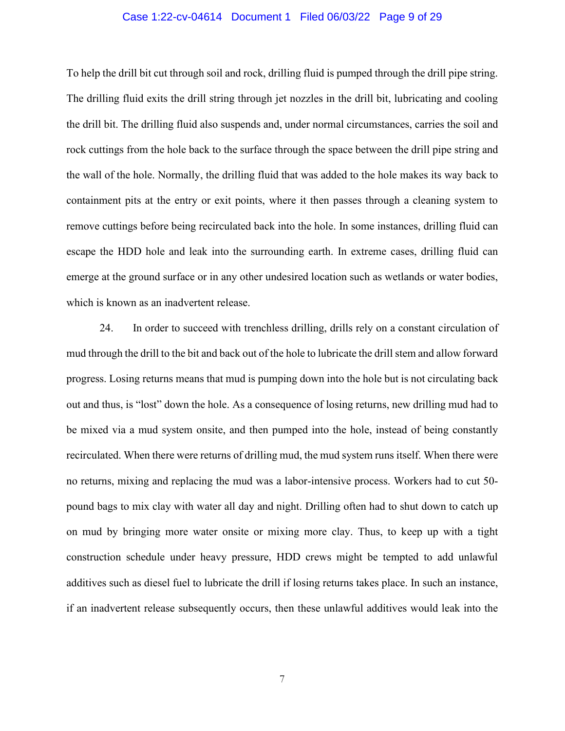To help the drill bit cut through soil and rock, drilling fluid is pumped through the drill pipe string. The drilling fluid exits the drill string through jet nozzles in the drill bit, lubricating and cooling the drill bit. The drilling fluid also suspends and, under normal circumstances, carries the soil and rock cuttings from the hole back to the surface through the space between the drill pipe string and the wall of the hole. Normally, the drilling fluid that was added to the hole makes its way back to containment pits at the entry or exit points, where it then passes through a cleaning system to remove cuttings before being recirculated back into the hole. In some instances, drilling fluid can escape the HDD hole and leak into the surrounding earth. In extreme cases, drilling fluid can emerge at the ground surface or in any other undesired location such as wetlands or water bodies, which is known as an inadvertent release.

24. In order to succeed with trenchless drilling, drills rely on a constant circulation of mud through the drill to the bit and back out of the hole to lubricate the drill stem and allow forward progress. Losing returns means that mud is pumping down into the hole but is not circulating back out and thus, is "lost" down the hole. As a consequence of losing returns, new drilling mud had to be mixed via a mud system onsite, and then pumped into the hole, instead of being constantly recirculated. When there were returns of drilling mud, the mud system runs itself. When there were no returns, mixing and replacing the mud was a labor-intensive process. Workers had to cut 50-pound bags to mix clay with water all day and night. Drilling often had to shut down to catch up on mud by bringing more water onsite or mixing more clay. Thus, to keep up with a tight construction schedule under heavy pressure, HDD crews might be tempted to add unlawful additives such as diesel fuel to lubricate the drill if losing returns takes place. In such an instance, if an inadvertent release subsequently occurs, then these unlawful additives would leak into the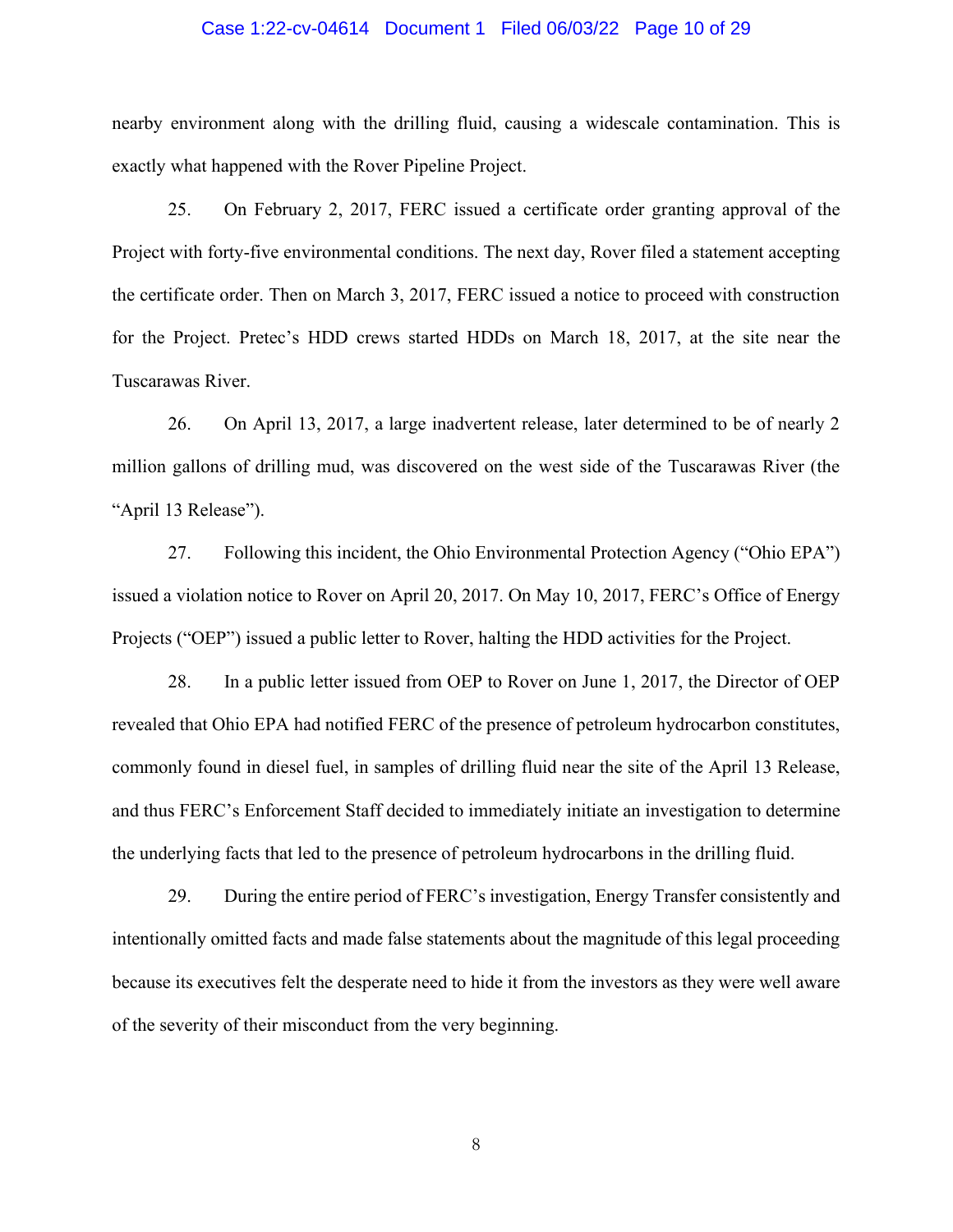nearby environment along with the drilling fluid, causing a widescale contamination. This is exactly what happened with the Rover Pipeline Project.

25. On February 2, 2017, FERC issued a certificate order granting approval of the Project with forty-five environmental conditions. The next day, Rover filed a statement accepting the certificate order. Then on March 3, 2017, FERC issued a notice to proceed with construction for the Project. Pretec's HDD crews started HDDs on March 18, 2017, at the site near the Tuscarawas River.

26. On April 13, 2017, a large inadvertent release, later determined to be of nearly 2 million gallons of drilling mud, was discovered on the west side of the Tuscarawas River (the "April 13 Release").

27. Following this incident, the Ohio Environmental Protection Agency ("Ohio EPA") issued a violation notice to Rover on April 20, 2017. On May 10, 2017, FERC's Office of Energy Projects ("OEP") issued a public letter to Rover, halting the HDD activities for the Project.

28. In a public letter issued from OEP to Rover on June 1, 2017, the Director of OEP revealed that Ohio EPA had notified FERC of the presence of petroleum hydrocarbon constitutes, commonly found in diesel fuel, in samples of drilling fluid near the site of the April 13 Release, and thus FERC's Enforcement Staff decided to immediately initiate an investigation to determine the underlying facts that led to the presence of petroleum hydrocarbons in the drilling fluid.

29. During the entire period of FERC's investigation, Energy Transfer consistently and intentionally omitted facts and made false statements about the magnitude of this legal proceeding because its executives felt the desperate need to hide it from the investors as they were well aware of the severity of their misconduct from the very beginning.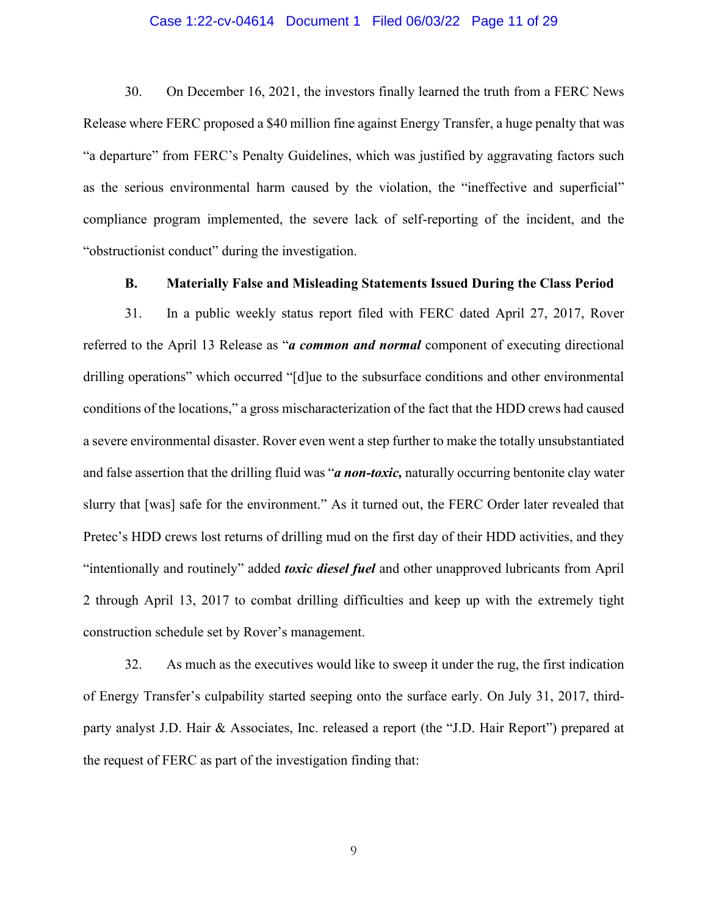30. On December 16, 2021, the investors finally learned the truth from a FERC News Release where FERC proposed a $40 million fine against Energy Transfer, a huge penalty that was "a departure" from FERC's Penalty Guidelines, which was justified by aggravating factors such as the serious environmental harm caused by the violation, the "ineffective and superficial" compliance program implemented, the severe lack of self-reporting of the incident, and the "obstructionist conduct" during the investigation.

### B. Materially False and Misleading Statements Issued During the Class Period

31. In a public weekly status report filed with FERC dated April 27, 2017, Rover referred to the April 13 Release as "***a common and normal*** component of executing directional drilling operations" which occurred "[d]ue to the subsurface conditions and other environmental conditions of the locations," a gross mischaracterization of the fact that the HDD crews had caused a severe environmental disaster. Rover even went a step further to make the totally unsubstantiated and false assertion that the drilling fluid was "***a non-toxic,*** naturally occurring bentonite clay water slurry that [was] safe for the environment." As it turned out, the FERC Order later revealed that Pretec's HDD crews lost returns of drilling mud on the first day of their HDD activities, and they "intentionally and routinely" added ***toxic diesel fuel*** and other unapproved lubricants from April 2 through April 13, 2017 to combat drilling difficulties and keep up with the extremely tight construction schedule set by Rover's management.

32. As much as the executives would like to sweep it under the rug, the first indication of Energy Transfer's culpability started seeping onto the surface early. On July 31, 2017, third-party analyst J.D. Hair & Associates, Inc. released a report (the "J.D. Hair Report") prepared at the request of FERC as part of the investigation finding that: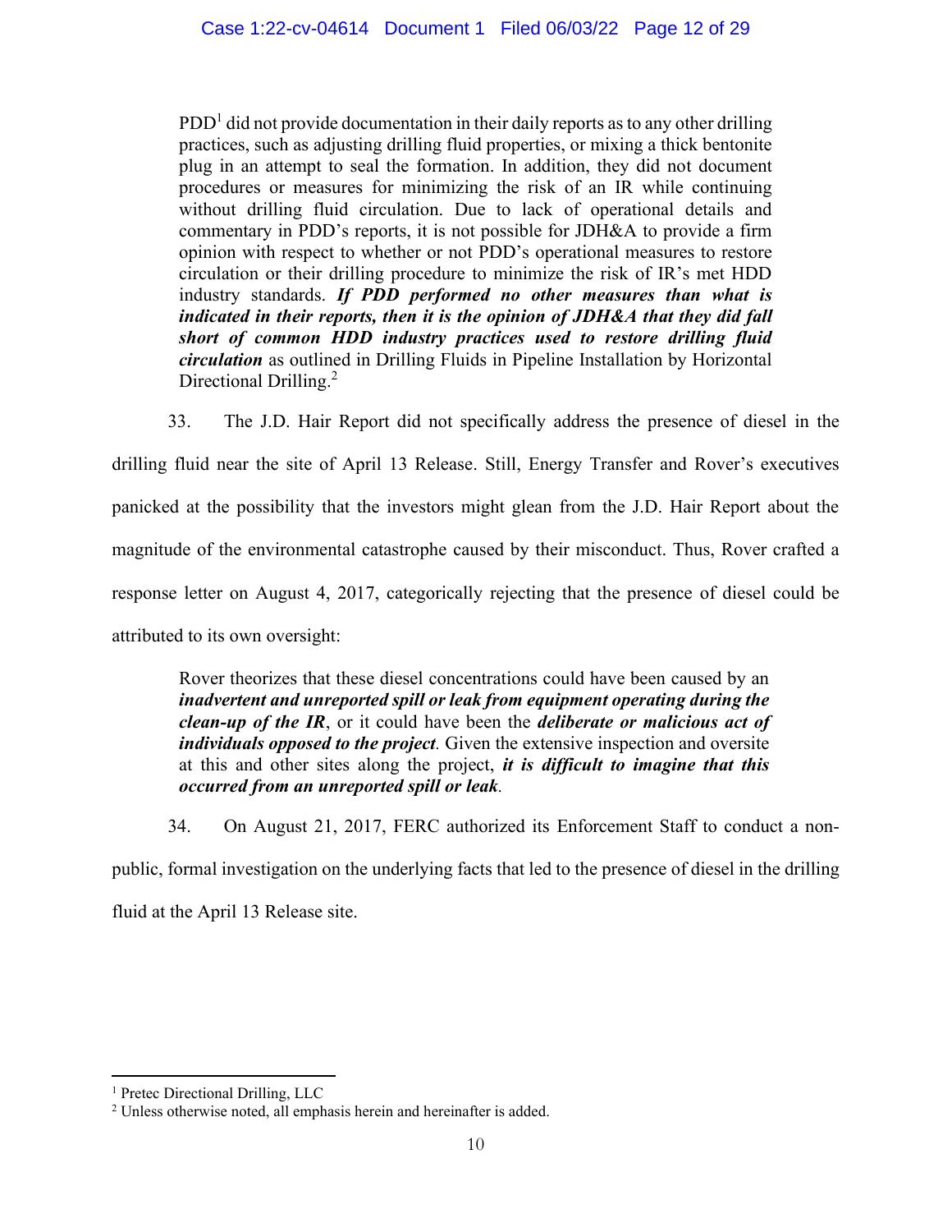> PDD[1] did not provide documentation in their daily reports as to any other drilling practices, such as adjusting drilling fluid properties, or mixing a thick bentonite plug in an attempt to seal the formation. In addition, they did not document procedures or measures for minimizing the risk of an IR while continuing without drilling fluid circulation. Due to lack of operational details and commentary in PDD's reports, it is not possible for JDH&A to provide a firm opinion with respect to whether or not PDD's operational measures to restore circulation or their drilling procedure to minimize the risk of IR's met HDD industry standards. ***If PDD performed no other measures than what is indicated in their reports, then it is the opinion of JDH&A that they did fall short of common HDD industry practices used to restore drilling fluid circulation*** as outlined in Drilling Fluids in Pipeline Installation by Horizontal Directional Drilling.[2]

33. The J.D. Hair Report did not specifically address the presence of diesel in the drilling fluid near the site of April 13 Release. Still, Energy Transfer and Rover's executives panicked at the possibility that the investors might glean from the J.D. Hair Report about the magnitude of the environmental catastrophe caused by their misconduct. Thus, Rover crafted a response letter on August 4, 2017, categorically rejecting that the presence of diesel could be attributed to its own oversight:

> Rover theorizes that these diesel concentrations could have been caused by an ***inadvertent and unreported spill or leak from equipment operating during the clean-up of the IR***, or it could have been the ***deliberate or malicious act of individuals opposed to the project***. Given the extensive inspection and oversite at this and other sites along the project, ***it is difficult to imagine that this occurred from an unreported spill or leak***.

34. On August 21, 2017, FERC authorized its Enforcement Staff to conduct a non-public, formal investigation on the underlying facts that led to the presence of diesel in the drilling fluid at the April 13 Release site.

---

[1] Pretec Directional Drilling, LLC

[2] Unless otherwise noted, all emphasis herein and hereinafter is added.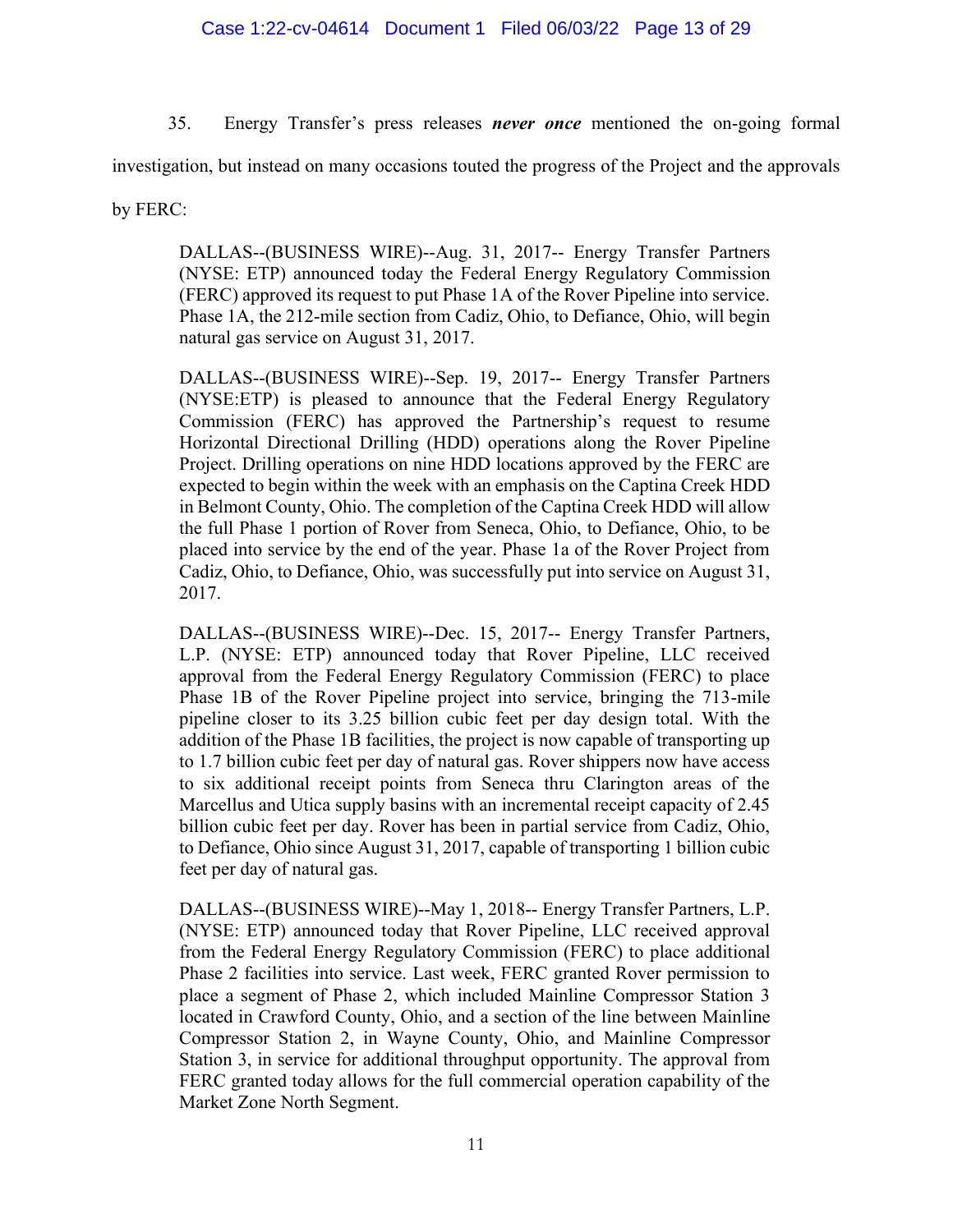35. Energy Transfer's press releases ***never once*** mentioned the on-going formal investigation, but instead on many occasions touted the progress of the Project and the approvals by FERC:

> DALLAS--(BUSINESS WIRE)--Aug. 31, 2017-- Energy Transfer Partners (NYSE: ETP) announced today the Federal Energy Regulatory Commission (FERC) approved its request to put Phase 1A of the Rover Pipeline into service. Phase 1A, the 212-mile section from Cadiz, Ohio, to Defiance, Ohio, will begin natural gas service on August 31, 2017.
>
> DALLAS--(BUSINESS WIRE)--Sep. 19, 2017-- Energy Transfer Partners (NYSE:ETP) is pleased to announce that the Federal Energy Regulatory Commission (FERC) has approved the Partnership's request to resume Horizontal Directional Drilling (HDD) operations along the Rover Pipeline Project. Drilling operations on nine HDD locations approved by the FERC are expected to begin within the week with an emphasis on the Captina Creek HDD in Belmont County, Ohio. The completion of the Captina Creek HDD will allow the full Phase 1 portion of Rover from Seneca, Ohio, to Defiance, Ohio, to be placed into service by the end of the year. Phase 1a of the Rover Project from Cadiz, Ohio, to Defiance, Ohio, was successfully put into service on August 31, 2017.
>
> DALLAS--(BUSINESS WIRE)--Dec. 15, 2017-- Energy Transfer Partners, L.P. (NYSE: ETP) announced today that Rover Pipeline, LLC received approval from the Federal Energy Regulatory Commission (FERC) to place Phase 1B of the Rover Pipeline project into service, bringing the 713-mile pipeline closer to its 3.25 billion cubic feet per day design total. With the addition of the Phase 1B facilities, the project is now capable of transporting up to 1.7 billion cubic feet per day of natural gas. Rover shippers now have access to six additional receipt points from Seneca thru Clarington areas of the Marcellus and Utica supply basins with an incremental receipt capacity of 2.45 billion cubic feet per day. Rover has been in partial service from Cadiz, Ohio, to Defiance, Ohio since August 31, 2017, capable of transporting 1 billion cubic feet per day of natural gas.
>
> DALLAS--(BUSINESS WIRE)--May 1, 2018-- Energy Transfer Partners, L.P. (NYSE: ETP) announced today that Rover Pipeline, LLC received approval from the Federal Energy Regulatory Commission (FERC) to place additional Phase 2 facilities into service. Last week, FERC granted Rover permission to place a segment of Phase 2, which included Mainline Compressor Station 3 located in Crawford County, Ohio, and a section of the line between Mainline Compressor Station 2, in Wayne County, Ohio, and Mainline Compressor Station 3, in service for additional throughput opportunity. The approval from FERC granted today allows for the full commercial operation capability of the Market Zone North Segment.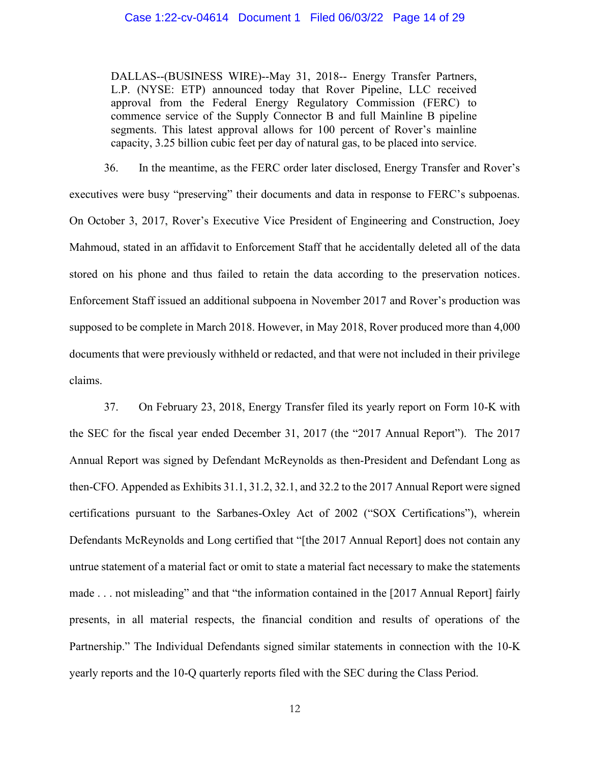> DALLAS--(BUSINESS WIRE)--May 31, 2018-- Energy Transfer Partners, L.P. (NYSE: ETP) announced today that Rover Pipeline, LLC received approval from the Federal Energy Regulatory Commission (FERC) to commence service of the Supply Connector B and full Mainline B pipeline segments. This latest approval allows for 100 percent of Rover's mainline capacity, 3.25 billion cubic feet per day of natural gas, to be placed into service.

36. In the meantime, as the FERC order later disclosed, Energy Transfer and Rover's executives were busy "preserving" their documents and data in response to FERC's subpoenas. On October 3, 2017, Rover's Executive Vice President of Engineering and Construction, Joey Mahmoud, stated in an affidavit to Enforcement Staff that he accidentally deleted all of the data stored on his phone and thus failed to retain the data according to the preservation notices. Enforcement Staff issued an additional subpoena in November 2017 and Rover's production was supposed to be complete in March 2018. However, in May 2018, Rover produced more than 4,000 documents that were previously withheld or redacted, and that were not included in their privilege claims.

37. On February 23, 2018, Energy Transfer filed its yearly report on Form 10-K with the SEC for the fiscal year ended December 31, 2017 (the "2017 Annual Report"). The 2017 Annual Report was signed by Defendant McReynolds as then-President and Defendant Long as then-CFO. Appended as Exhibits 31.1, 31.2, 32.1, and 32.2 to the 2017 Annual Report were signed certifications pursuant to the Sarbanes-Oxley Act of 2002 ("SOX Certifications"), wherein Defendants McReynolds and Long certified that "[the 2017 Annual Report] does not contain any untrue statement of a material fact or omit to state a material fact necessary to make the statements made . . . not misleading" and that "the information contained in the [2017 Annual Report] fairly presents, in all material respects, the financial condition and results of operations of the Partnership." The Individual Defendants signed similar statements in connection with the 10-K yearly reports and the 10-Q quarterly reports filed with the SEC during the Class Period.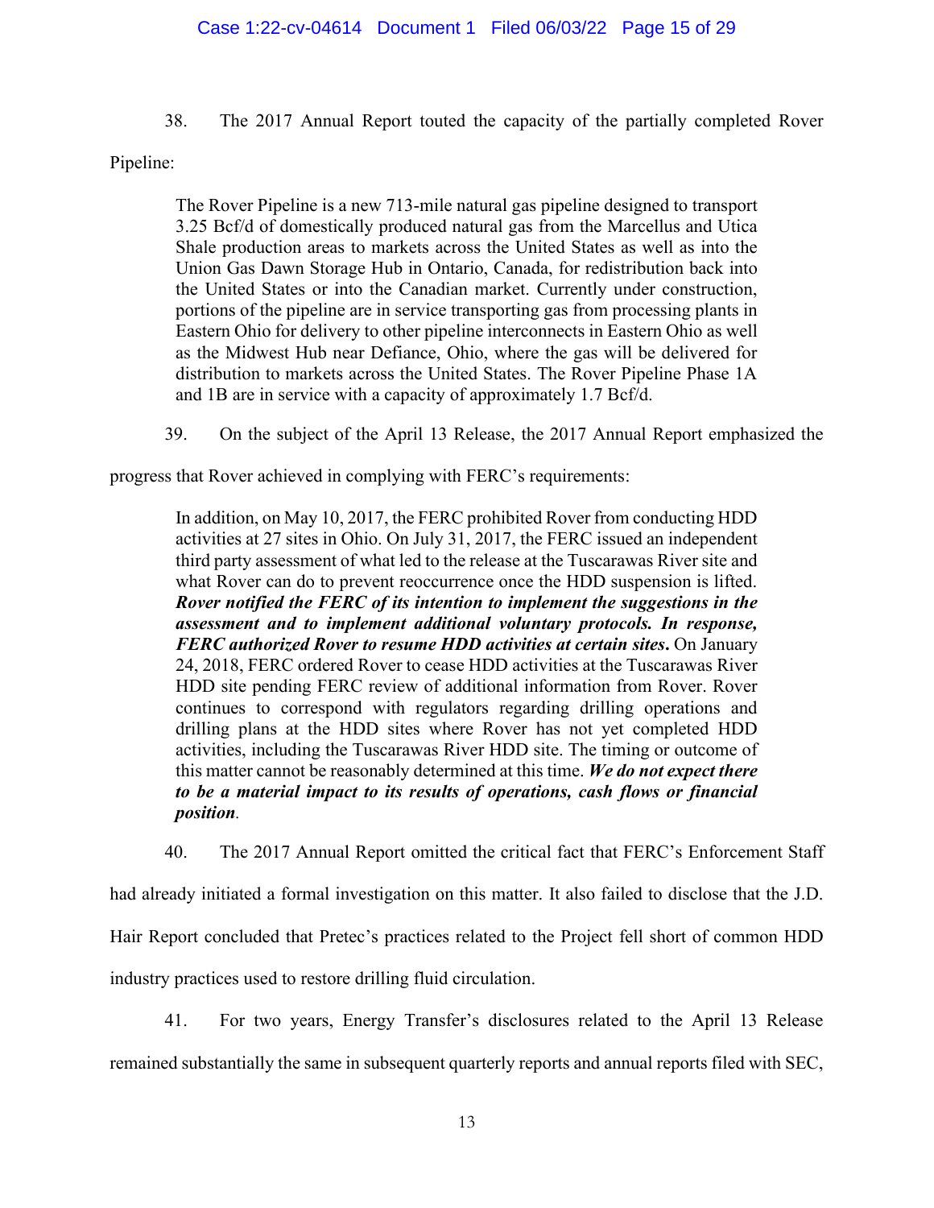38. The 2017 Annual Report touted the capacity of the partially completed Rover Pipeline:

> The Rover Pipeline is a new 713-mile natural gas pipeline designed to transport 3.25 Bcf/d of domestically produced natural gas from the Marcellus and Utica Shale production areas to markets across the United States as well as into the Union Gas Dawn Storage Hub in Ontario, Canada, for redistribution back into the United States or into the Canadian market. Currently under construction, portions of the pipeline are in service transporting gas from processing plants in Eastern Ohio for delivery to other pipeline interconnects in Eastern Ohio as well as the Midwest Hub near Defiance, Ohio, where the gas will be delivered for distribution to markets across the United States. The Rover Pipeline Phase 1A and 1B are in service with a capacity of approximately 1.7 Bcf/d.

39. On the subject of the April 13 Release, the 2017 Annual Report emphasized the progress that Rover achieved in complying with FERC's requirements:

> In addition, on May 10, 2017, the FERC prohibited Rover from conducting HDD activities at 27 sites in Ohio. On July 31, 2017, the FERC issued an independent third party assessment of what led to the release at the Tuscarawas River site and what Rover can do to prevent reoccurrence once the HDD suspension is lifted. ***Rover notified the FERC of its intention to implement the suggestions in the assessment and to implement additional voluntary protocols. In response, FERC authorized Rover to resume HDD activities at certain sites.*** On January 24, 2018, FERC ordered Rover to cease HDD activities at the Tuscarawas River HDD site pending FERC review of additional information from Rover. Rover continues to correspond with regulators regarding drilling operations and drilling plans at the HDD sites where Rover has not yet completed HDD activities, including the Tuscarawas River HDD site. The timing or outcome of this matter cannot be reasonably determined at this time. ***We do not expect there to be a material impact to its results of operations, cash flows or financial position***.

40. The 2017 Annual Report omitted the critical fact that FERC's Enforcement Staff had already initiated a formal investigation on this matter. It also failed to disclose that the J.D. Hair Report concluded that Pretec's practices related to the Project fell short of common HDD industry practices used to restore drilling fluid circulation.

41. For two years, Energy Transfer's disclosures related to the April 13 Release remained substantially the same in subsequent quarterly reports and annual reports filed with SEC,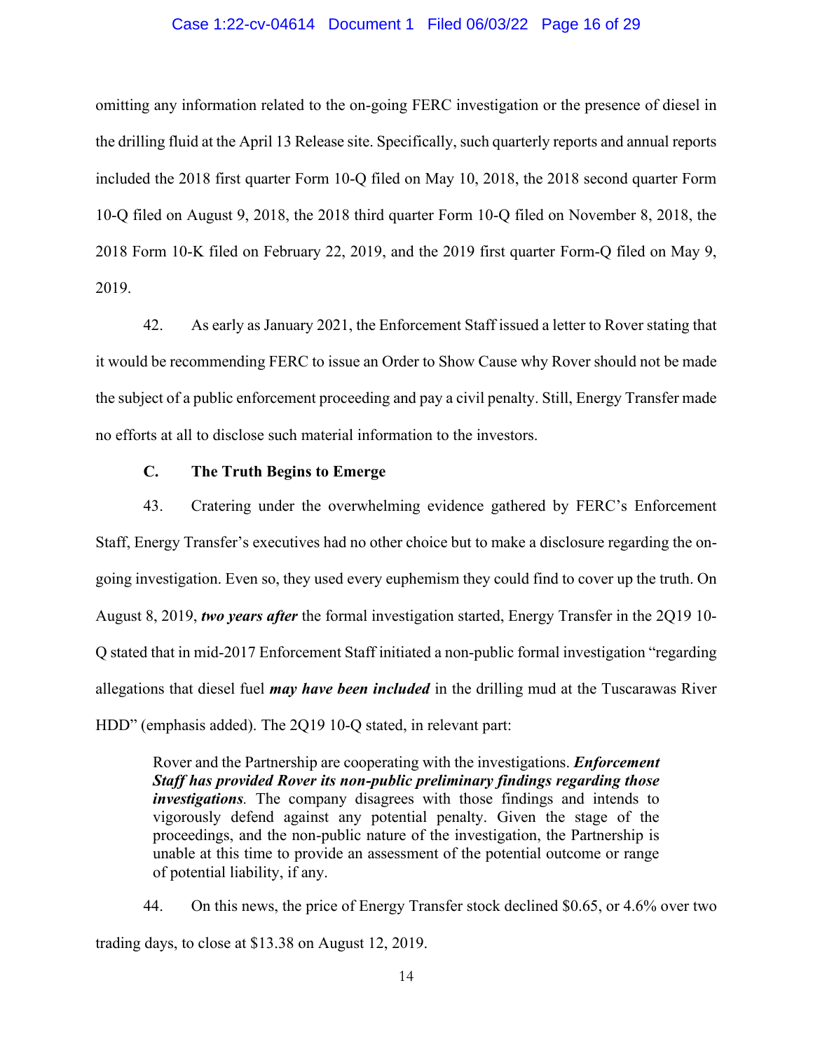omitting any information related to the on-going FERC investigation or the presence of diesel in the drilling fluid at the April 13 Release site. Specifically, such quarterly reports and annual reports included the 2018 first quarter Form 10-Q filed on May 10, 2018, the 2018 second quarter Form 10-Q filed on August 9, 2018, the 2018 third quarter Form 10-Q filed on November 8, 2018, the 2018 Form 10-K filed on February 22, 2019, and the 2019 first quarter Form-Q filed on May 9, 2019.

42. As early as January 2021, the Enforcement Staff issued a letter to Rover stating that it would be recommending FERC to issue an Order to Show Cause why Rover should not be made the subject of a public enforcement proceeding and pay a civil penalty. Still, Energy Transfer made no efforts at all to disclose such material information to the investors.

### C. The Truth Begins to Emerge

43. Cratering under the overwhelming evidence gathered by FERC's Enforcement Staff, Energy Transfer's executives had no other choice but to make a disclosure regarding the on-going investigation. Even so, they used every euphemism they could find to cover up the truth. On August 8, 2019, ***two years after*** the formal investigation started, Energy Transfer in the 2Q19 10-Q stated that in mid-2017 Enforcement Staff initiated a non-public formal investigation "regarding allegations that diesel fuel ***may have been included*** in the drilling mud at the Tuscarawas River HDD" (emphasis added). The 2Q19 10-Q stated, in relevant part:

> Rover and the Partnership are cooperating with the investigations. ***Enforcement Staff has provided Rover its non-public preliminary findings regarding those investigations***. The company disagrees with those findings and intends to vigorously defend against any potential penalty. Given the stage of the proceedings, and the non-public nature of the investigation, the Partnership is unable at this time to provide an assessment of the potential outcome or range of potential liability, if any.

44. On this news, the price of Energy Transfer stock declined \$0.65, or 4.6% over two trading days, to close at \$13.38 on August 12, 2019.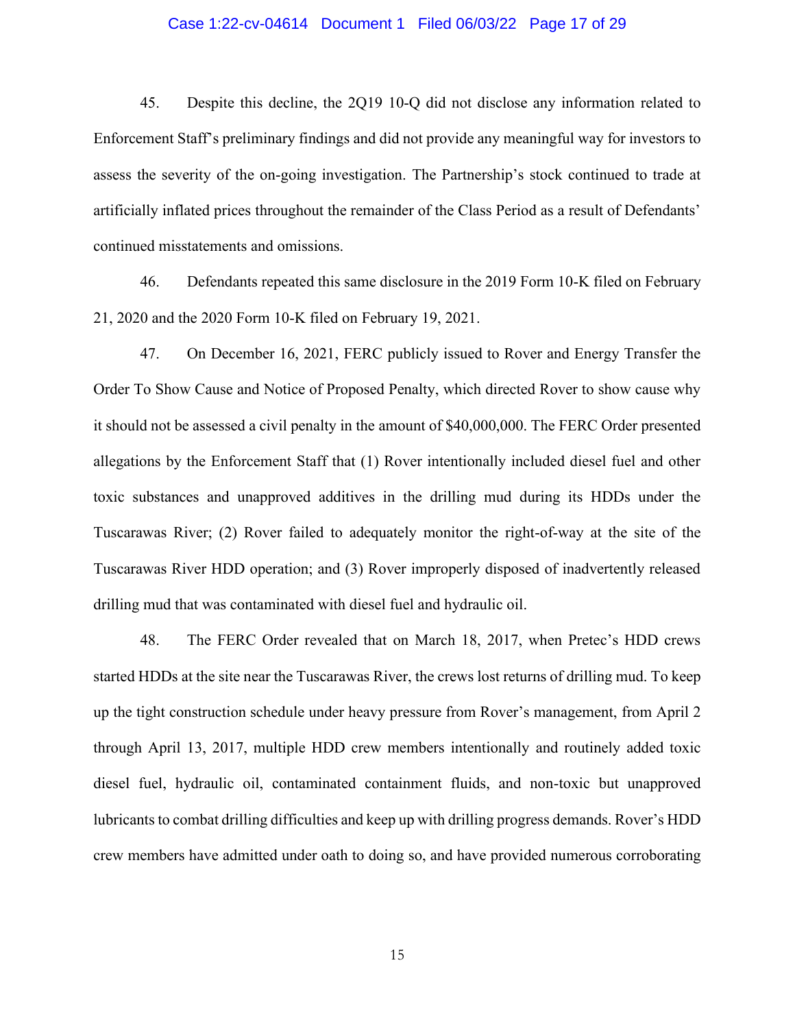45. Despite this decline, the 2Q19 10-Q did not disclose any information related to Enforcement Staff's preliminary findings and did not provide any meaningful way for investors to assess the severity of the on-going investigation. The Partnership's stock continued to trade at artificially inflated prices throughout the remainder of the Class Period as a result of Defendants' continued misstatements and omissions.

46. Defendants repeated this same disclosure in the 2019 Form 10-K filed on February 21, 2020 and the 2020 Form 10-K filed on February 19, 2021.

47. On December 16, 2021, FERC publicly issued to Rover and Energy Transfer the Order To Show Cause and Notice of Proposed Penalty, which directed Rover to show cause why it should not be assessed a civil penalty in the amount of $40,000,000. The FERC Order presented allegations by the Enforcement Staff that (1) Rover intentionally included diesel fuel and other toxic substances and unapproved additives in the drilling mud during its HDDs under the Tuscarawas River; (2) Rover failed to adequately monitor the right-of-way at the site of the Tuscarawas River HDD operation; and (3) Rover improperly disposed of inadvertently released drilling mud that was contaminated with diesel fuel and hydraulic oil.

48. The FERC Order revealed that on March 18, 2017, when Pretec's HDD crews started HDDs at the site near the Tuscarawas River, the crews lost returns of drilling mud. To keep up the tight construction schedule under heavy pressure from Rover's management, from April 2 through April 13, 2017, multiple HDD crew members intentionally and routinely added toxic diesel fuel, hydraulic oil, contaminated containment fluids, and non-toxic but unapproved lubricants to combat drilling difficulties and keep up with drilling progress demands. Rover's HDD crew members have admitted under oath to doing so, and have provided numerous corroborating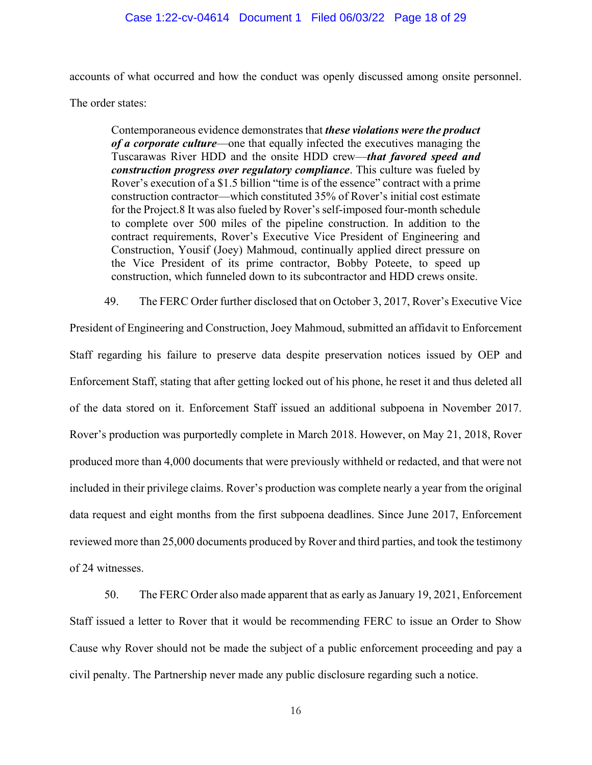accounts of what occurred and how the conduct was openly discussed among onsite personnel. The order states:

> Contemporaneous evidence demonstrates that ***these violations were the product of a corporate culture***—one that equally infected the executives managing the Tuscarawas River HDD and the onsite HDD crew—***that favored speed and construction progress over regulatory compliance***. This culture was fueled by Rover's execution of a $1.5 billion "time is of the essence" contract with a prime construction contractor—which constituted 35% of Rover's initial cost estimate for the Project.8 It was also fueled by Rover's self-imposed four-month schedule to complete over 500 miles of the pipeline construction. In addition to the contract requirements, Rover's Executive Vice President of Engineering and Construction, Yousif (Joey) Mahmoud, continually applied direct pressure on the Vice President of its prime contractor, Bobby Poteete, to speed up construction, which funneled down to its subcontractor and HDD crews onsite.

49. The FERC Order further disclosed that on October 3, 2017, Rover's Executive Vice President of Engineering and Construction, Joey Mahmoud, submitted an affidavit to Enforcement Staff regarding his failure to preserve data despite preservation notices issued by OEP and Enforcement Staff, stating that after getting locked out of his phone, he reset it and thus deleted all of the data stored on it. Enforcement Staff issued an additional subpoena in November 2017. Rover's production was purportedly complete in March 2018. However, on May 21, 2018, Rover produced more than 4,000 documents that were previously withheld or redacted, and that were not included in their privilege claims. Rover's production was complete nearly a year from the original data request and eight months from the first subpoena deadlines. Since June 2017, Enforcement reviewed more than 25,000 documents produced by Rover and third parties, and took the testimony of 24 witnesses.

50. The FERC Order also made apparent that as early as January 19, 2021, Enforcement Staff issued a letter to Rover that it would be recommending FERC to issue an Order to Show Cause why Rover should not be made the subject of a public enforcement proceeding and pay a civil penalty. The Partnership never made any public disclosure regarding such a notice.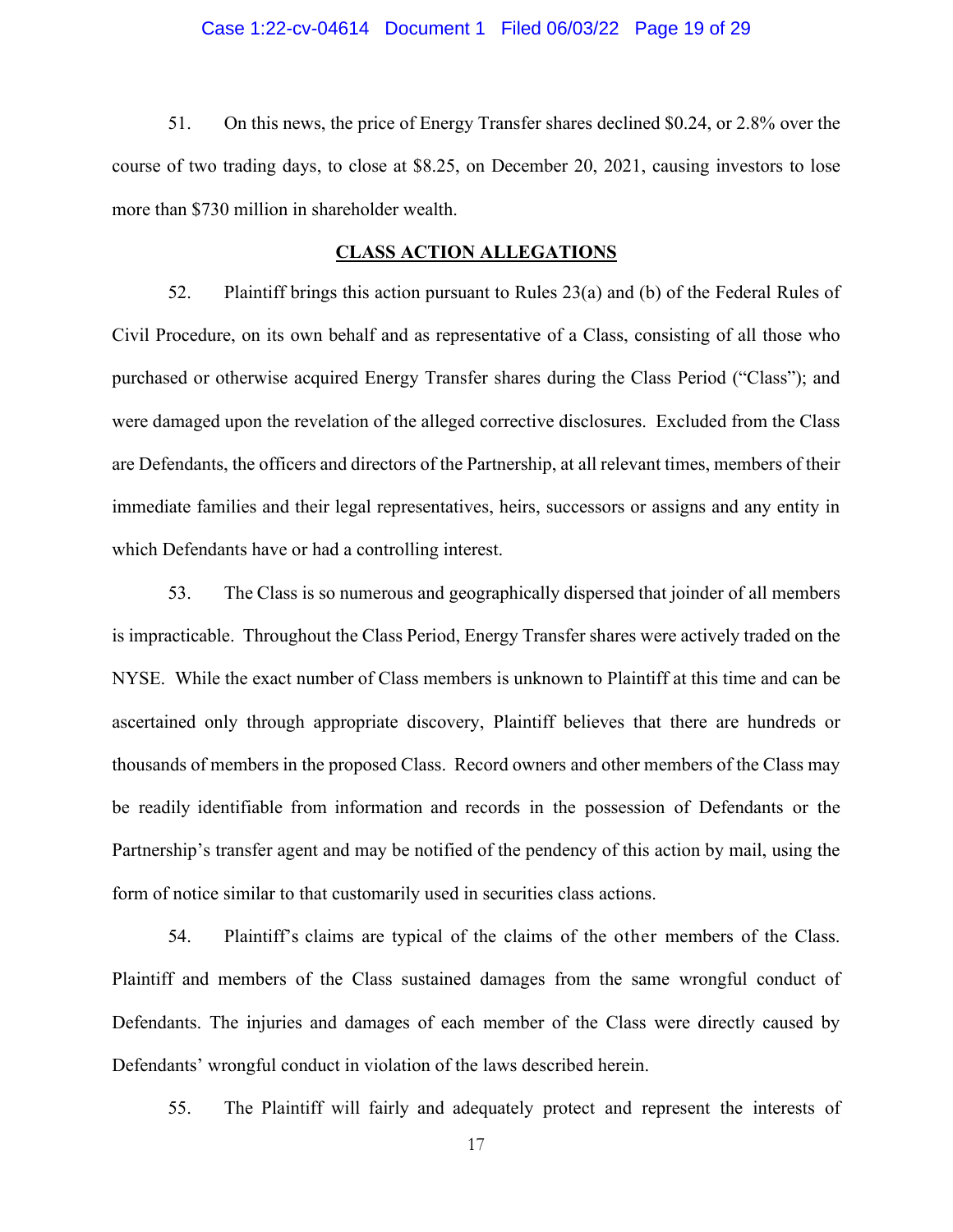51. On this news, the price of Energy Transfer shares declined $0.24, or 2.8% over the course of two trading days, to close at $8.25, on December 20, 2021, causing investors to lose more than $730 million in shareholder wealth.

## CLASS ACTION ALLEGATIONS

52. Plaintiff brings this action pursuant to Rules 23(a) and (b) of the Federal Rules of Civil Procedure, on its own behalf and as representative of a Class, consisting of all those who purchased or otherwise acquired Energy Transfer shares during the Class Period ("Class"); and were damaged upon the revelation of the alleged corrective disclosures. Excluded from the Class are Defendants, the officers and directors of the Partnership, at all relevant times, members of their immediate families and their legal representatives, heirs, successors or assigns and any entity in which Defendants have or had a controlling interest.

53. The Class is so numerous and geographically dispersed that joinder of all members is impracticable. Throughout the Class Period, Energy Transfer shares were actively traded on the NYSE. While the exact number of Class members is unknown to Plaintiff at this time and can be ascertained only through appropriate discovery, Plaintiff believes that there are hundreds or thousands of members in the proposed Class. Record owners and other members of the Class may be readily identifiable from information and records in the possession of Defendants or the Partnership's transfer agent and may be notified of the pendency of this action by mail, using the form of notice similar to that customarily used in securities class actions.

54. Plaintiff's claims are typical of the claims of the other members of the Class. Plaintiff and members of the Class sustained damages from the same wrongful conduct of Defendants. The injuries and damages of each member of the Class were directly caused by Defendants' wrongful conduct in violation of the laws described herein.

55. The Plaintiff will fairly and adequately protect and represent the interests of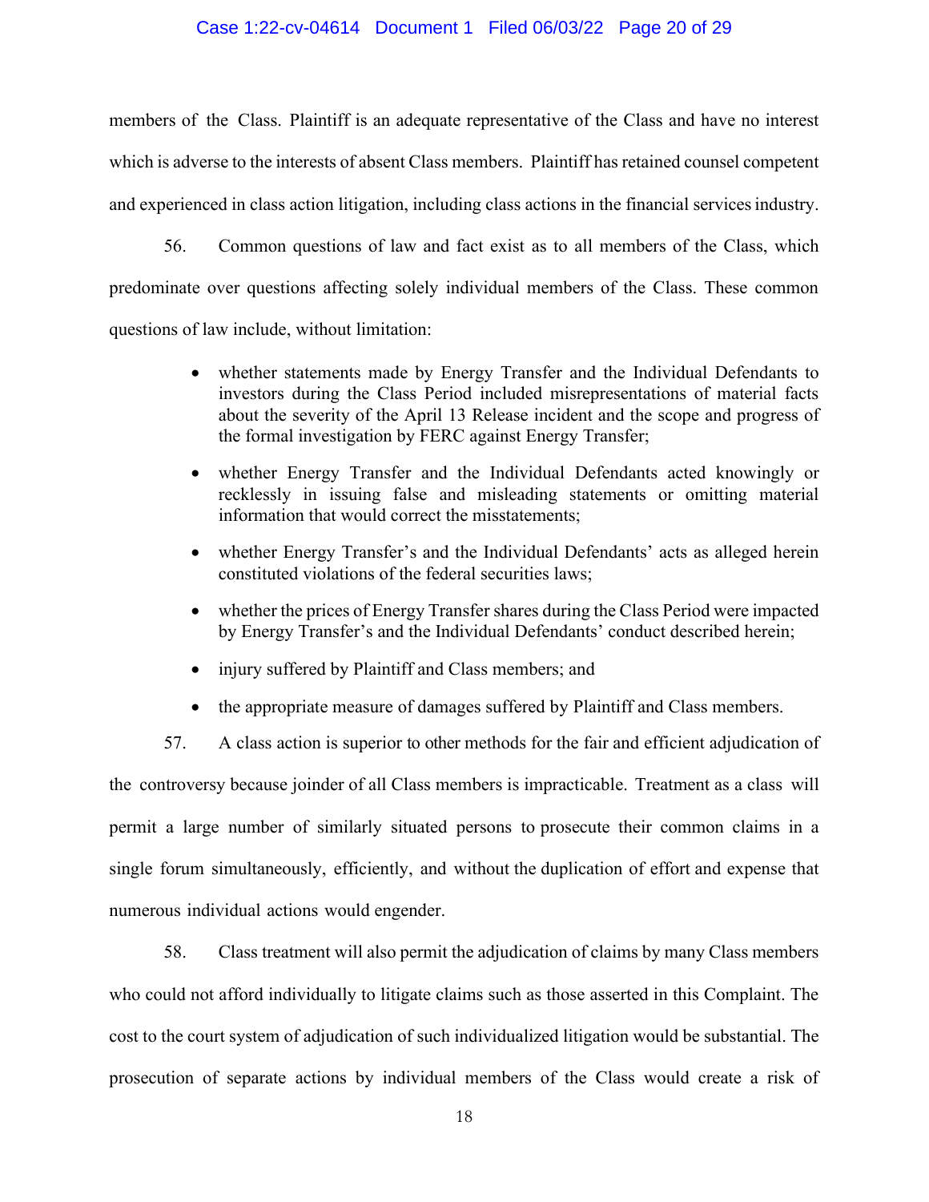members of the Class. Plaintiff is an adequate representative of the Class and have no interest which is adverse to the interests of absent Class members. Plaintiff has retained counsel competent and experienced in class action litigation, including class actions in the financial services industry.

56. Common questions of law and fact exist as to all members of the Class, which predominate over questions affecting solely individual members of the Class. These common questions of law include, without limitation:

- whether statements made by Energy Transfer and the Individual Defendants to investors during the Class Period included misrepresentations of material facts about the severity of the April 13 Release incident and the scope and progress of the formal investigation by FERC against Energy Transfer;
- whether Energy Transfer and the Individual Defendants acted knowingly or recklessly in issuing false and misleading statements or omitting material information that would correct the misstatements;
- whether Energy Transfer's and the Individual Defendants' acts as alleged herein constituted violations of the federal securities laws;
- whether the prices of Energy Transfer shares during the Class Period were impacted by Energy Transfer's and the Individual Defendants' conduct described herein;
- injury suffered by Plaintiff and Class members; and
- the appropriate measure of damages suffered by Plaintiff and Class members.

57. A class action is superior to other methods for the fair and efficient adjudication of the controversy because joinder of all Class members is impracticable. Treatment as a class will permit a large number of similarly situated persons to prosecute their common claims in a single forum simultaneously, efficiently, and without the duplication of effort and expense that numerous individual actions would engender.

58. Class treatment will also permit the adjudication of claims by many Class members who could not afford individually to litigate claims such as those asserted in this Complaint. The cost to the court system of adjudication of such individualized litigation would be substantial. The prosecution of separate actions by individual members of the Class would create a risk of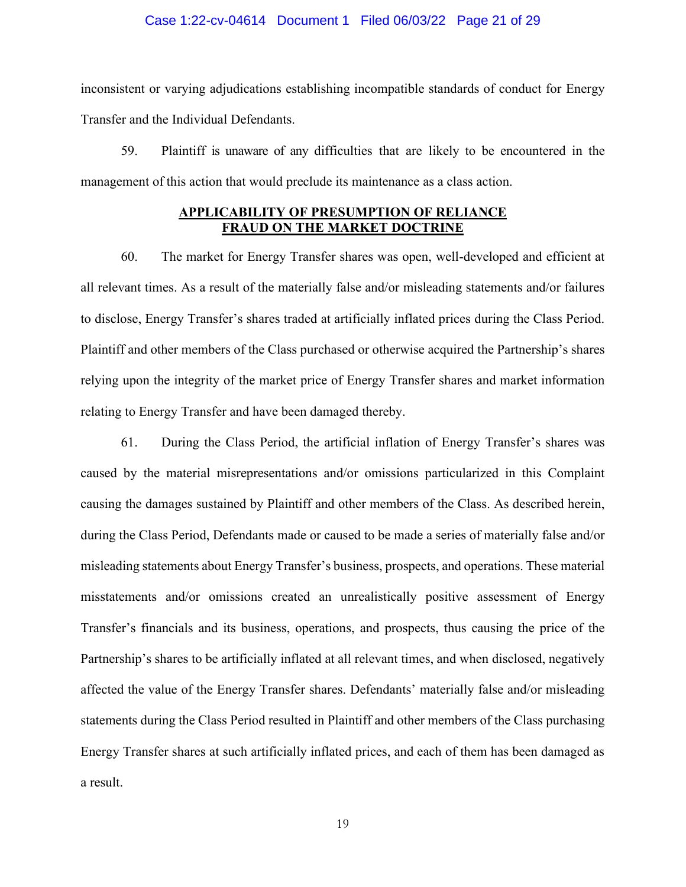inconsistent or varying adjudications establishing incompatible standards of conduct for Energy Transfer and the Individual Defendants.

59. Plaintiff is unaware of any difficulties that are likely to be encountered in the management of this action that would preclude its maintenance as a class action.

## APPLICABILITY OF PRESUMPTION OF RELIANCE FRAUD ON THE MARKET DOCTRINE

60. The market for Energy Transfer shares was open, well-developed and efficient at all relevant times. As a result of the materially false and/or misleading statements and/or failures to disclose, Energy Transfer's shares traded at artificially inflated prices during the Class Period. Plaintiff and other members of the Class purchased or otherwise acquired the Partnership's shares relying upon the integrity of the market price of Energy Transfer shares and market information relating to Energy Transfer and have been damaged thereby.

61. During the Class Period, the artificial inflation of Energy Transfer's shares was caused by the material misrepresentations and/or omissions particularized in this Complaint causing the damages sustained by Plaintiff and other members of the Class. As described herein, during the Class Period, Defendants made or caused to be made a series of materially false and/or misleading statements about Energy Transfer's business, prospects, and operations. These material misstatements and/or omissions created an unrealistically positive assessment of Energy Transfer's financials and its business, operations, and prospects, thus causing the price of the Partnership's shares to be artificially inflated at all relevant times, and when disclosed, negatively affected the value of the Energy Transfer shares. Defendants' materially false and/or misleading statements during the Class Period resulted in Plaintiff and other members of the Class purchasing Energy Transfer shares at such artificially inflated prices, and each of them has been damaged as a result.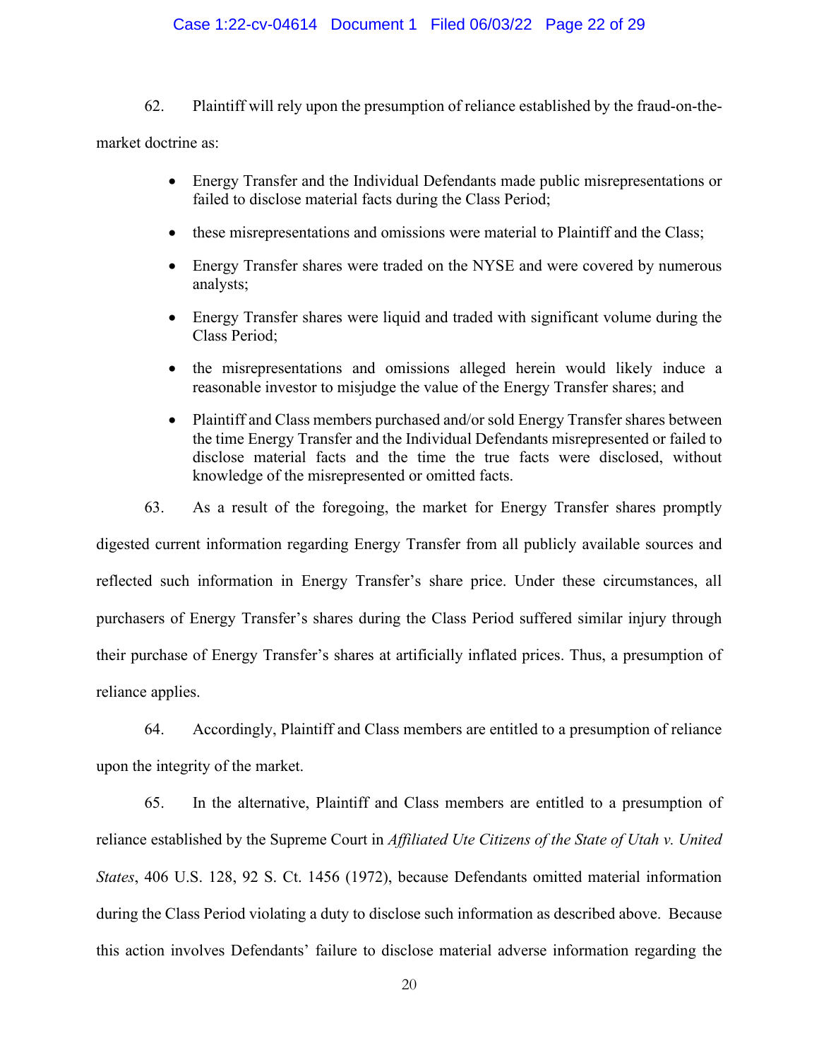62. Plaintiff will rely upon the presumption of reliance established by the fraud-on-the-market doctrine as:

- Energy Transfer and the Individual Defendants made public misrepresentations or failed to disclose material facts during the Class Period;
- these misrepresentations and omissions were material to Plaintiff and the Class;
- Energy Transfer shares were traded on the NYSE and were covered by numerous analysts;
- Energy Transfer shares were liquid and traded with significant volume during the Class Period;
- the misrepresentations and omissions alleged herein would likely induce a reasonable investor to misjudge the value of the Energy Transfer shares; and
- Plaintiff and Class members purchased and/or sold Energy Transfer shares between the time Energy Transfer and the Individual Defendants misrepresented or failed to disclose material facts and the time the true facts were disclosed, without knowledge of the misrepresented or omitted facts.

63. As a result of the foregoing, the market for Energy Transfer shares promptly digested current information regarding Energy Transfer from all publicly available sources and reflected such information in Energy Transfer's share price. Under these circumstances, all purchasers of Energy Transfer's shares during the Class Period suffered similar injury through their purchase of Energy Transfer's shares at artificially inflated prices. Thus, a presumption of reliance applies.

64. Accordingly, Plaintiff and Class members are entitled to a presumption of reliance upon the integrity of the market.

65. In the alternative, Plaintiff and Class members are entitled to a presumption of reliance established by the Supreme Court in *Affiliated Ute Citizens of the State of Utah v. United States*, 406 U.S. 128, 92 S. Ct. 1456 (1972), because Defendants omitted material information during the Class Period violating a duty to disclose such information as described above. Because this action involves Defendants' failure to disclose material adverse information regarding the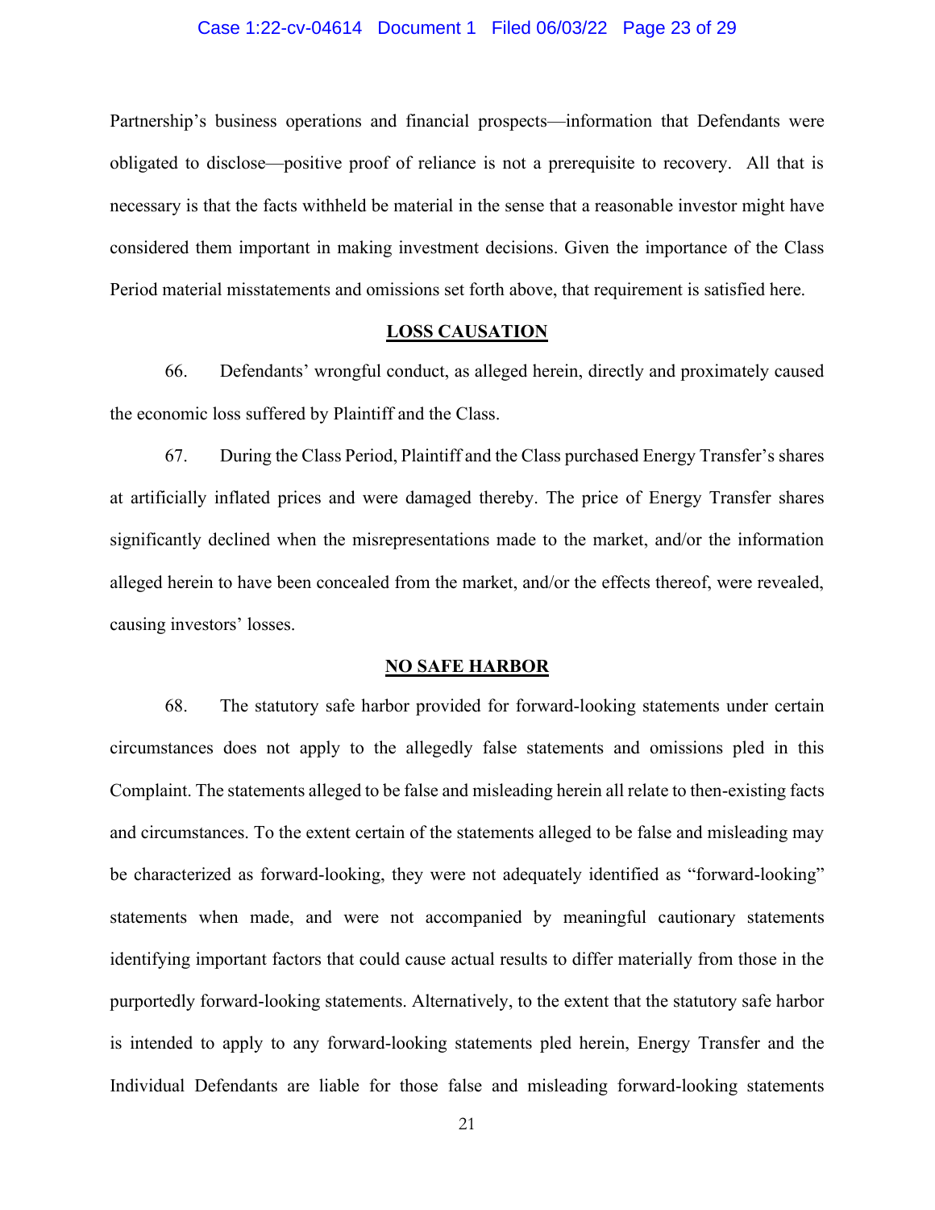Partnership's business operations and financial prospects—information that Defendants were obligated to disclose—positive proof of reliance is not a prerequisite to recovery. All that is necessary is that the facts withheld be material in the sense that a reasonable investor might have considered them important in making investment decisions. Given the importance of the Class Period material misstatements and omissions set forth above, that requirement is satisfied here.

## LOSS CAUSATION

66. Defendants' wrongful conduct, as alleged herein, directly and proximately caused the economic loss suffered by Plaintiff and the Class.

67. During the Class Period, Plaintiff and the Class purchased Energy Transfer's shares at artificially inflated prices and were damaged thereby. The price of Energy Transfer shares significantly declined when the misrepresentations made to the market, and/or the information alleged herein to have been concealed from the market, and/or the effects thereof, were revealed, causing investors' losses.

## NO SAFE HARBOR

68. The statutory safe harbor provided for forward-looking statements under certain circumstances does not apply to the allegedly false statements and omissions pled in this Complaint. The statements alleged to be false and misleading herein all relate to then-existing facts and circumstances. To the extent certain of the statements alleged to be false and misleading may be characterized as forward-looking, they were not adequately identified as "forward-looking" statements when made, and were not accompanied by meaningful cautionary statements identifying important factors that could cause actual results to differ materially from those in the purportedly forward-looking statements. Alternatively, to the extent that the statutory safe harbor is intended to apply to any forward-looking statements pled herein, Energy Transfer and the Individual Defendants are liable for those false and misleading forward-looking statements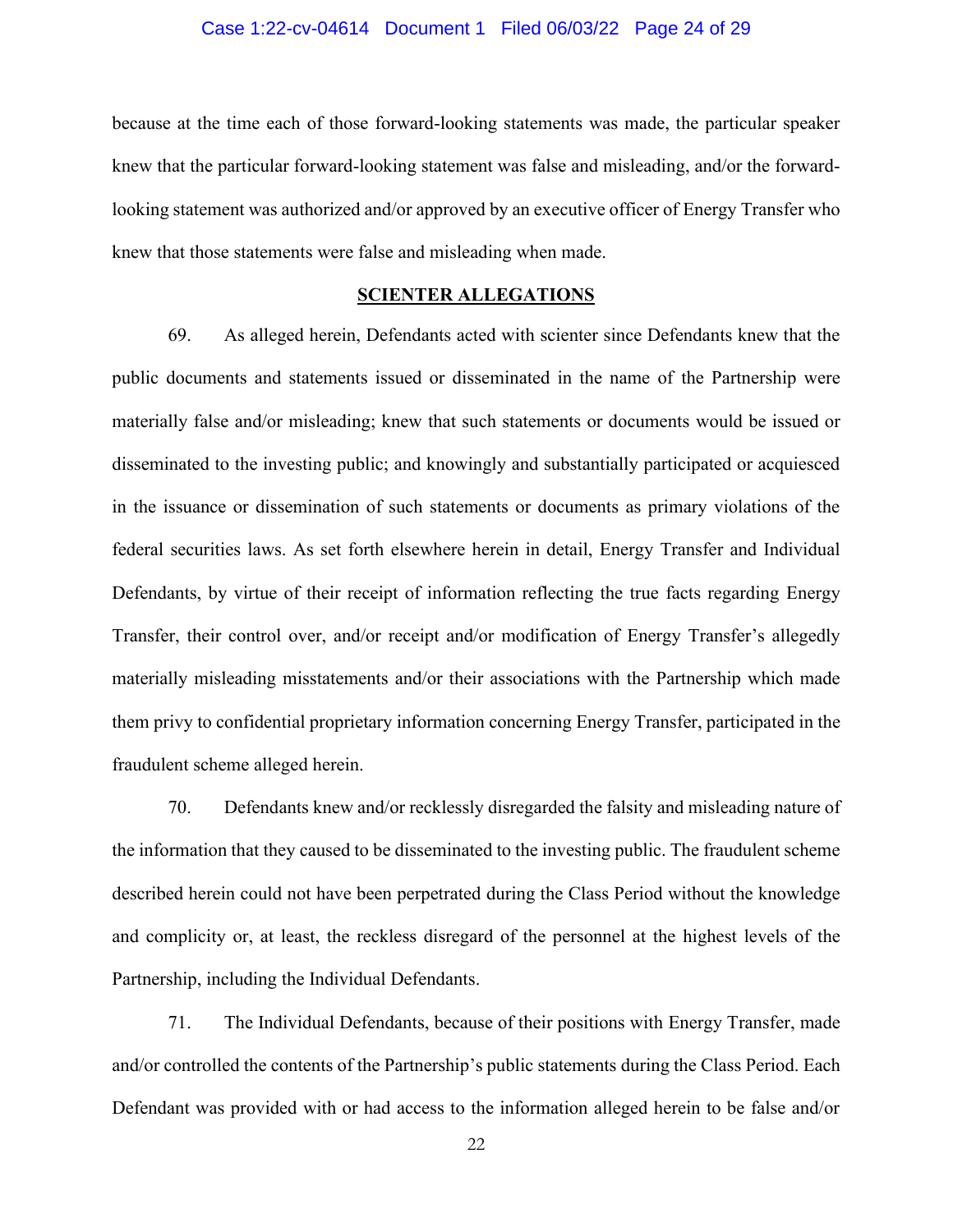because at the time each of those forward-looking statements was made, the particular speaker knew that the particular forward-looking statement was false and misleading, and/or the forward-looking statement was authorized and/or approved by an executive officer of Energy Transfer who knew that those statements were false and misleading when made.

## SCIENTER ALLEGATIONS

69. As alleged herein, Defendants acted with scienter since Defendants knew that the public documents and statements issued or disseminated in the name of the Partnership were materially false and/or misleading; knew that such statements or documents would be issued or disseminated to the investing public; and knowingly and substantially participated or acquiesced in the issuance or dissemination of such statements or documents as primary violations of the federal securities laws. As set forth elsewhere herein in detail, Energy Transfer and Individual Defendants, by virtue of their receipt of information reflecting the true facts regarding Energy Transfer, their control over, and/or receipt and/or modification of Energy Transfer's allegedly materially misleading misstatements and/or their associations with the Partnership which made them privy to confidential proprietary information concerning Energy Transfer, participated in the fraudulent scheme alleged herein.

70. Defendants knew and/or recklessly disregarded the falsity and misleading nature of the information that they caused to be disseminated to the investing public. The fraudulent scheme described herein could not have been perpetrated during the Class Period without the knowledge and complicity or, at least, the reckless disregard of the personnel at the highest levels of the Partnership, including the Individual Defendants.

71. The Individual Defendants, because of their positions with Energy Transfer, made and/or controlled the contents of the Partnership's public statements during the Class Period. Each Defendant was provided with or had access to the information alleged herein to be false and/or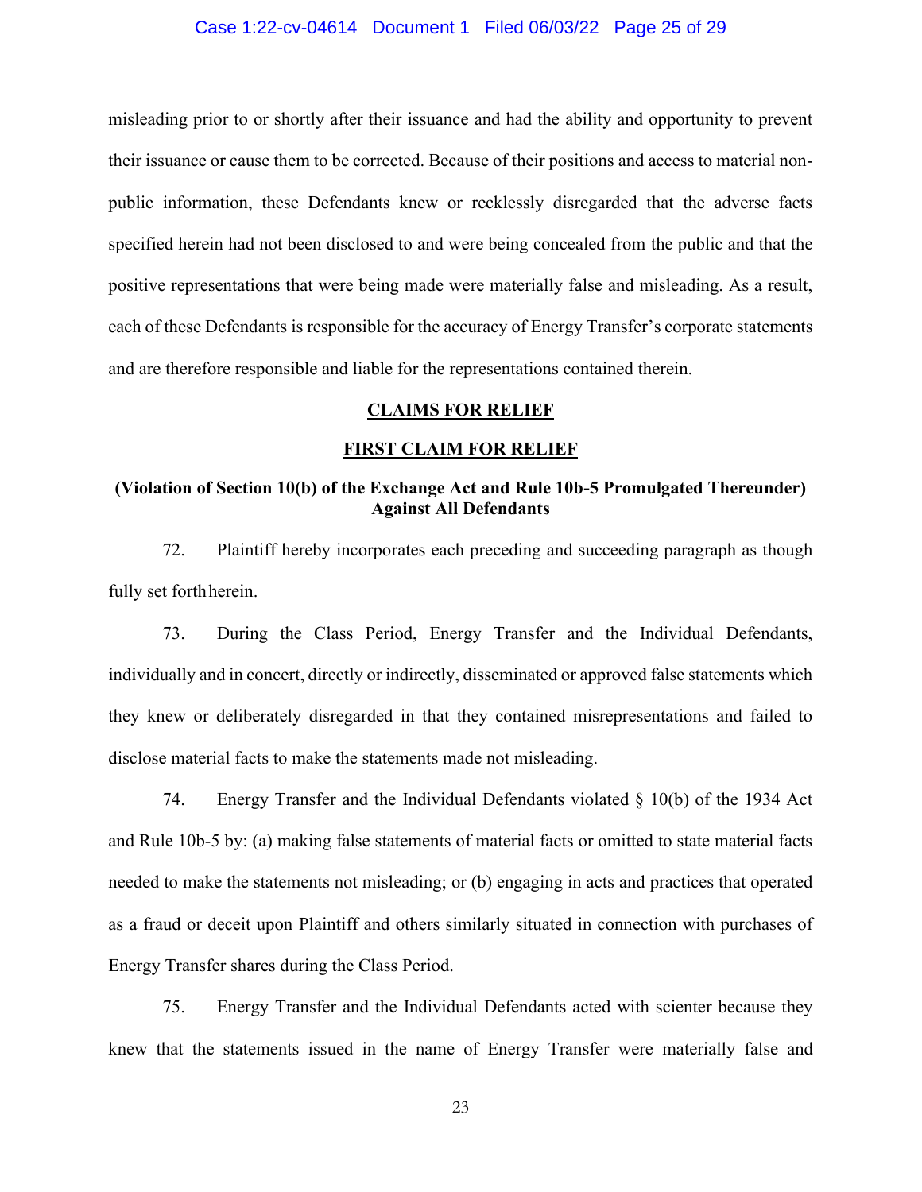misleading prior to or shortly after their issuance and had the ability and opportunity to prevent their issuance or cause them to be corrected. Because of their positions and access to material non-public information, these Defendants knew or recklessly disregarded that the adverse facts specified herein had not been disclosed to and were being concealed from the public and that the positive representations that were being made were materially false and misleading. As a result, each of these Defendants is responsible for the accuracy of Energy Transfer's corporate statements and are therefore responsible and liable for the representations contained therein.

## CLAIMS FOR RELIEF

### FIRST CLAIM FOR RELIEF

**(Violation of Section 10(b) of the Exchange Act and Rule 10b-5 Promulgated Thereunder) Against All Defendants**

72. Plaintiff hereby incorporates each preceding and succeeding paragraph as though fully set forth herein.

73. During the Class Period, Energy Transfer and the Individual Defendants, individually and in concert, directly or indirectly, disseminated or approved false statements which they knew or deliberately disregarded in that they contained misrepresentations and failed to disclose material facts to make the statements made not misleading.

74. Energy Transfer and the Individual Defendants violated § 10(b) of the 1934 Act and Rule 10b-5 by: (a) making false statements of material facts or omitted to state material facts needed to make the statements not misleading; or (b) engaging in acts and practices that operated as a fraud or deceit upon Plaintiff and others similarly situated in connection with purchases of Energy Transfer shares during the Class Period.

75. Energy Transfer and the Individual Defendants acted with scienter because they knew that the statements issued in the name of Energy Transfer were materially false and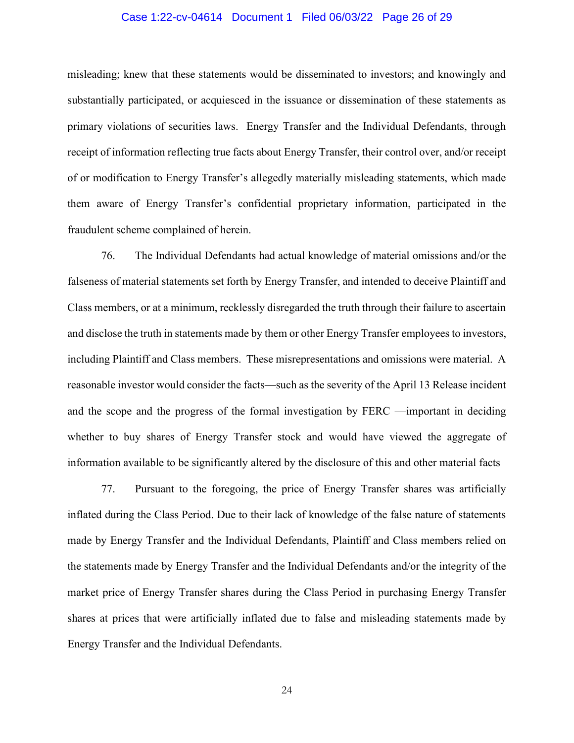misleading; knew that these statements would be disseminated to investors; and knowingly and substantially participated, or acquiesced in the issuance or dissemination of these statements as primary violations of securities laws. Energy Transfer and the Individual Defendants, through receipt of information reflecting true facts about Energy Transfer, their control over, and/or receipt of or modification to Energy Transfer's allegedly materially misleading statements, which made them aware of Energy Transfer's confidential proprietary information, participated in the fraudulent scheme complained of herein.

76. The Individual Defendants had actual knowledge of material omissions and/or the falseness of material statements set forth by Energy Transfer, and intended to deceive Plaintiff and Class members, or at a minimum, recklessly disregarded the truth through their failure to ascertain and disclose the truth in statements made by them or other Energy Transfer employees to investors, including Plaintiff and Class members. These misrepresentations and omissions were material. A reasonable investor would consider the facts—such as the severity of the April 13 Release incident and the scope and the progress of the formal investigation by FERC —important in deciding whether to buy shares of Energy Transfer stock and would have viewed the aggregate of information available to be significantly altered by the disclosure of this and other material facts

77. Pursuant to the foregoing, the price of Energy Transfer shares was artificially inflated during the Class Period. Due to their lack of knowledge of the false nature of statements made by Energy Transfer and the Individual Defendants, Plaintiff and Class members relied on the statements made by Energy Transfer and the Individual Defendants and/or the integrity of the market price of Energy Transfer shares during the Class Period in purchasing Energy Transfer shares at prices that were artificially inflated due to false and misleading statements made by Energy Transfer and the Individual Defendants.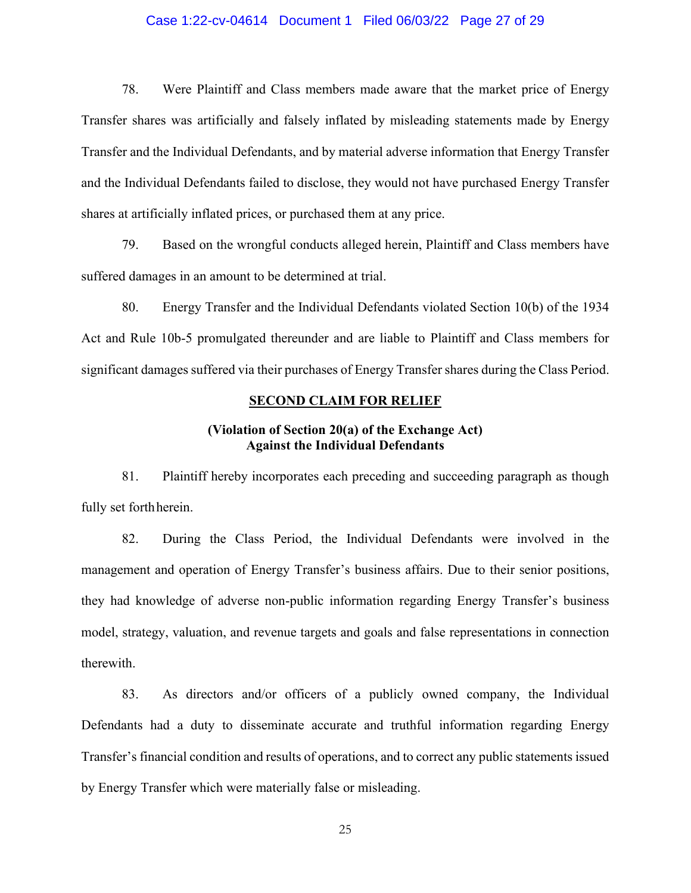78. Were Plaintiff and Class members made aware that the market price of Energy Transfer shares was artificially and falsely inflated by misleading statements made by Energy Transfer and the Individual Defendants, and by material adverse information that Energy Transfer and the Individual Defendants failed to disclose, they would not have purchased Energy Transfer shares at artificially inflated prices, or purchased them at any price.

79. Based on the wrongful conducts alleged herein, Plaintiff and Class members have suffered damages in an amount to be determined at trial.

80. Energy Transfer and the Individual Defendants violated Section 10(b) of the 1934 Act and Rule 10b-5 promulgated thereunder and are liable to Plaintiff and Class members for significant damages suffered via their purchases of Energy Transfer shares during the Class Period.

## SECOND CLAIM FOR RELIEF

### (Violation of Section 20(a) of the Exchange Act) Against the Individual Defendants

81. Plaintiff hereby incorporates each preceding and succeeding paragraph as though fully set forth herein.

82. During the Class Period, the Individual Defendants were involved in the management and operation of Energy Transfer's business affairs. Due to their senior positions, they had knowledge of adverse non-public information regarding Energy Transfer's business model, strategy, valuation, and revenue targets and goals and false representations in connection therewith.

83. As directors and/or officers of a publicly owned company, the Individual Defendants had a duty to disseminate accurate and truthful information regarding Energy Transfer's financial condition and results of operations, and to correct any public statements issued by Energy Transfer which were materially false or misleading.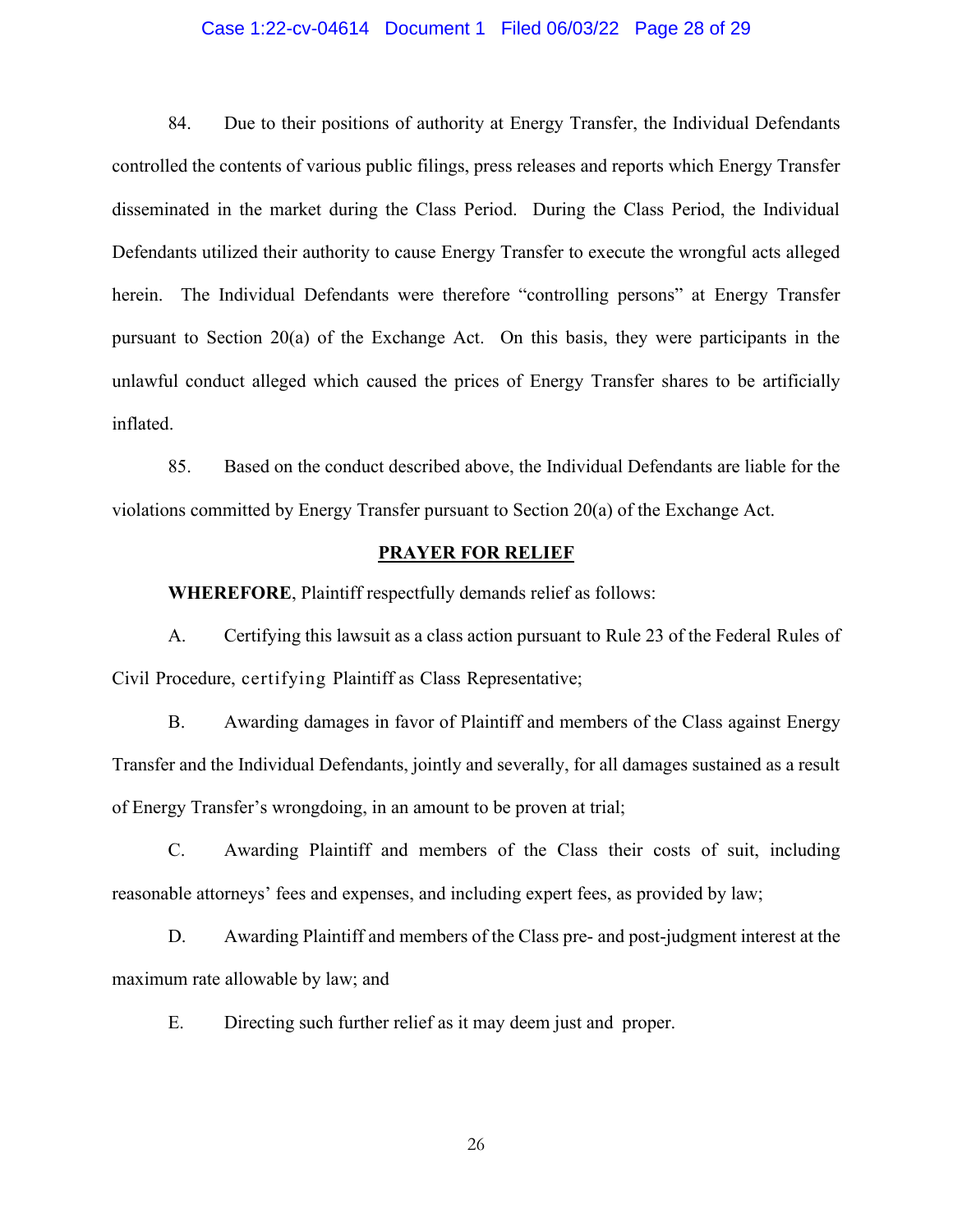84. Due to their positions of authority at Energy Transfer, the Individual Defendants controlled the contents of various public filings, press releases and reports which Energy Transfer disseminated in the market during the Class Period. During the Class Period, the Individual Defendants utilized their authority to cause Energy Transfer to execute the wrongful acts alleged herein. The Individual Defendants were therefore "controlling persons" at Energy Transfer pursuant to Section 20(a) of the Exchange Act. On this basis, they were participants in the unlawful conduct alleged which caused the prices of Energy Transfer shares to be artificially inflated.

85. Based on the conduct described above, the Individual Defendants are liable for the violations committed by Energy Transfer pursuant to Section 20(a) of the Exchange Act.

## PRAYER FOR RELIEF

**WHEREFORE**, Plaintiff respectfully demands relief as follows:

A. Certifying this lawsuit as a class action pursuant to Rule 23 of the Federal Rules of Civil Procedure, certifying Plaintiff as Class Representative;

B. Awarding damages in favor of Plaintiff and members of the Class against Energy Transfer and the Individual Defendants, jointly and severally, for all damages sustained as a result of Energy Transfer's wrongdoing, in an amount to be proven at trial;

C. Awarding Plaintiff and members of the Class their costs of suit, including reasonable attorneys' fees and expenses, and including expert fees, as provided by law;

D. Awarding Plaintiff and members of the Class pre- and post-judgment interest at the maximum rate allowable by law; and

E. Directing such further relief as it may deem just and proper.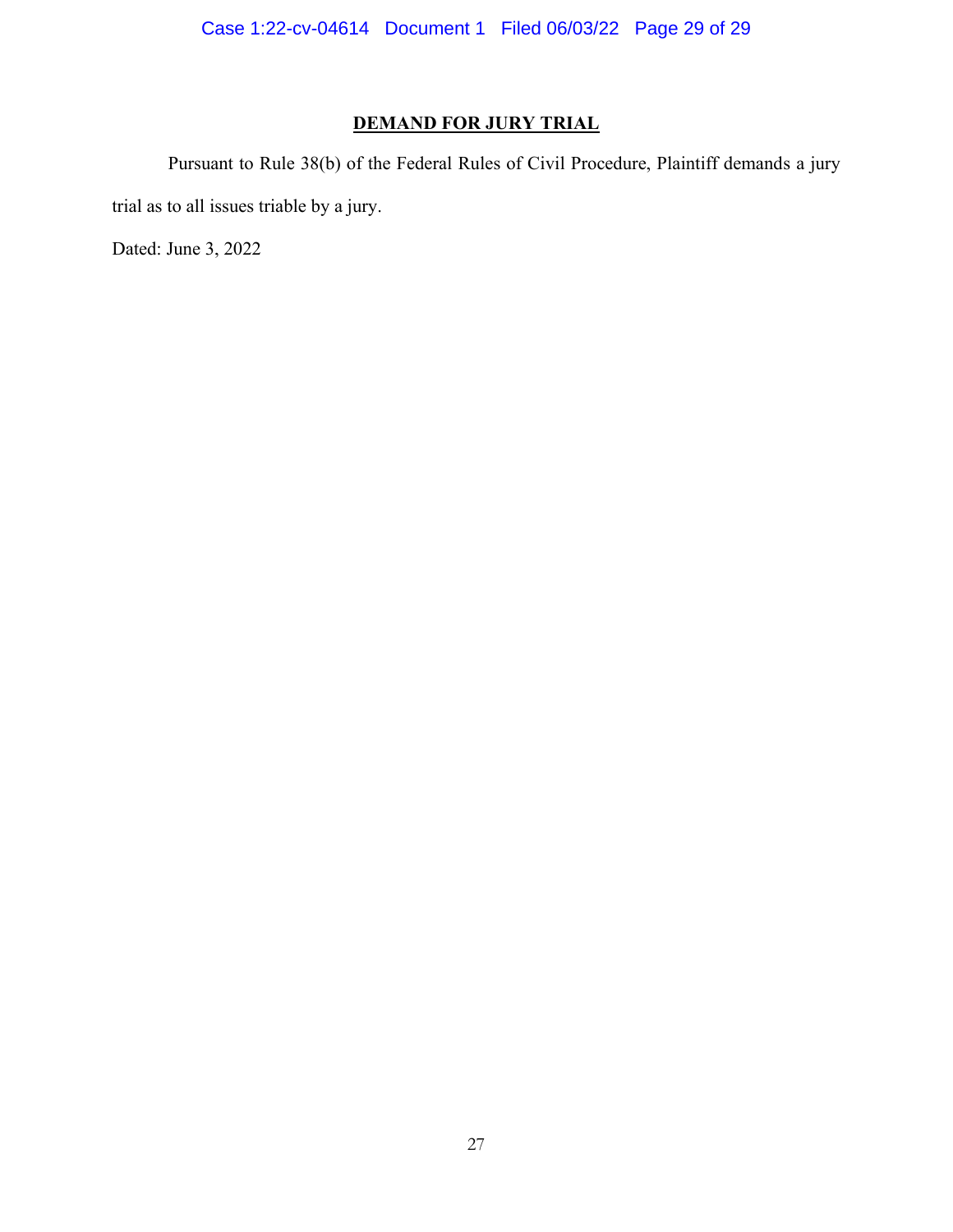## **DEMAND FOR JURY TRIAL**

Pursuant to Rule 38(b) of the Federal Rules of Civil Procedure, Plaintiff demands a jury trial as to all issues triable by a jury.

Dated: June 3, 2022